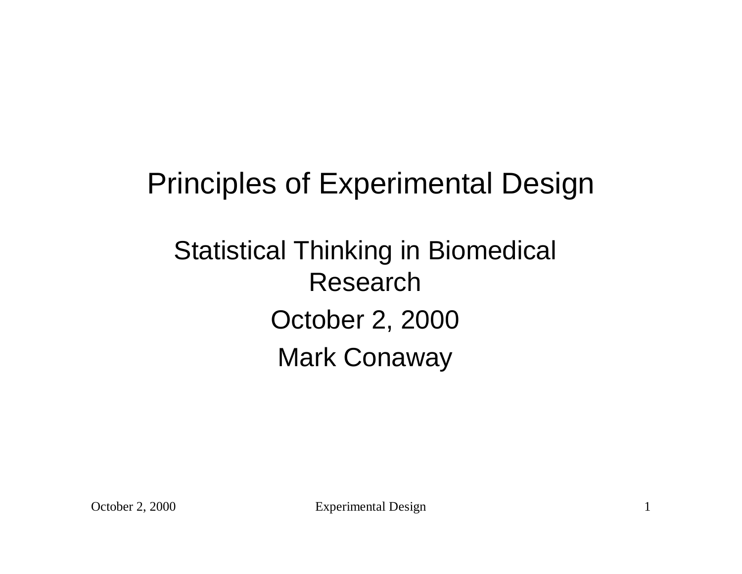# Principles of Experimental Design

Statistical Thinking in Biomedical Research

October 2, 2000

Mark Conaway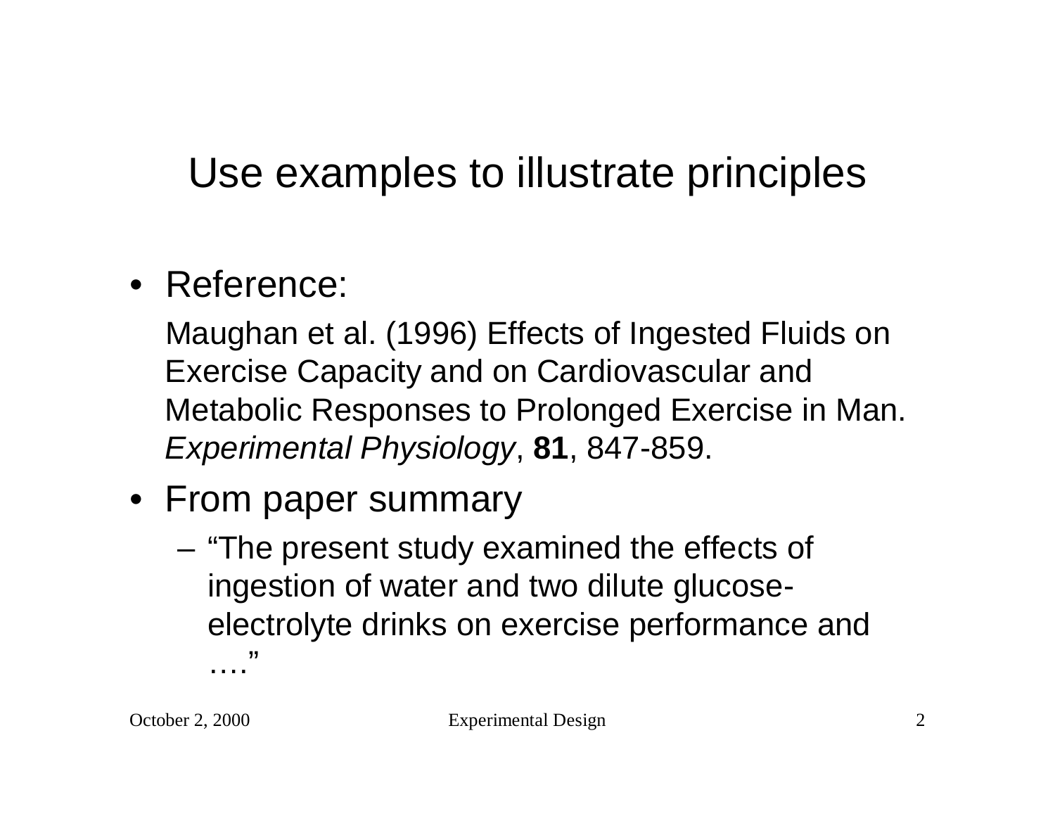# Use examples to illustrate principles

- Reference:

  Maughan et al. (1996) Effects of Ingested Fluids on Exercise Capacity and on Cardiovascular and Metabolic Responses to Prolonged Exercise in Man. *Experimental Physiology*, **81**, 847-859.

- From paper summary
  - "The present study examined the effects of ingestion of water and two dilute glucose-electrolyte drinks on exercise performance and …."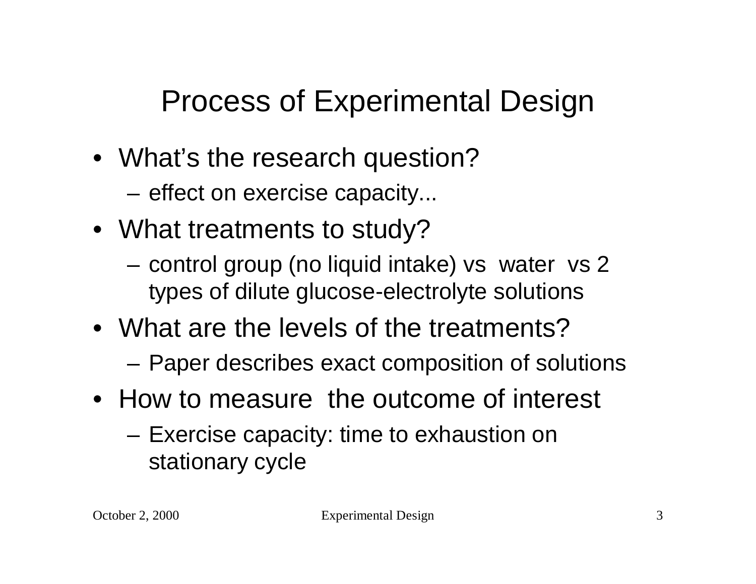# Process of Experimental Design

- What's the research question?
  - effect on exercise capacity...
- What treatments to study?
  - control group (no liquid intake) vs water vs 2 types of dilute glucose-electrolyte solutions
- What are the levels of the treatments?
  - Paper describes exact composition of solutions
- How to measure the outcome of interest
  - Exercise capacity: time to exhaustion on stationary cycle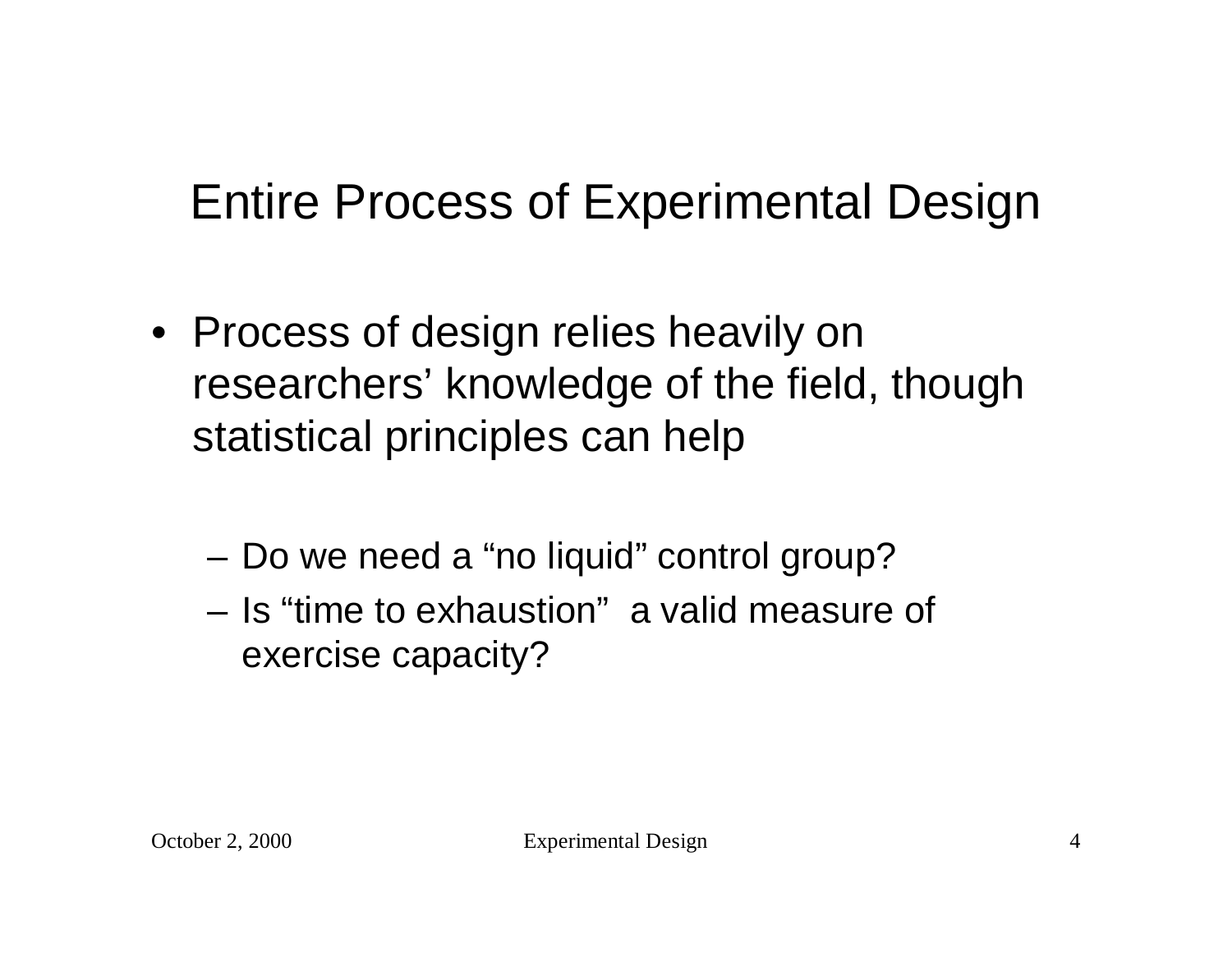# Entire Process of Experimental Design

- Process of design relies heavily on researchers' knowledge of the field, though statistical principles can help
  - Do we need a "no liquid" control group?
  - Is "time to exhaustion" a valid measure of exercise capacity?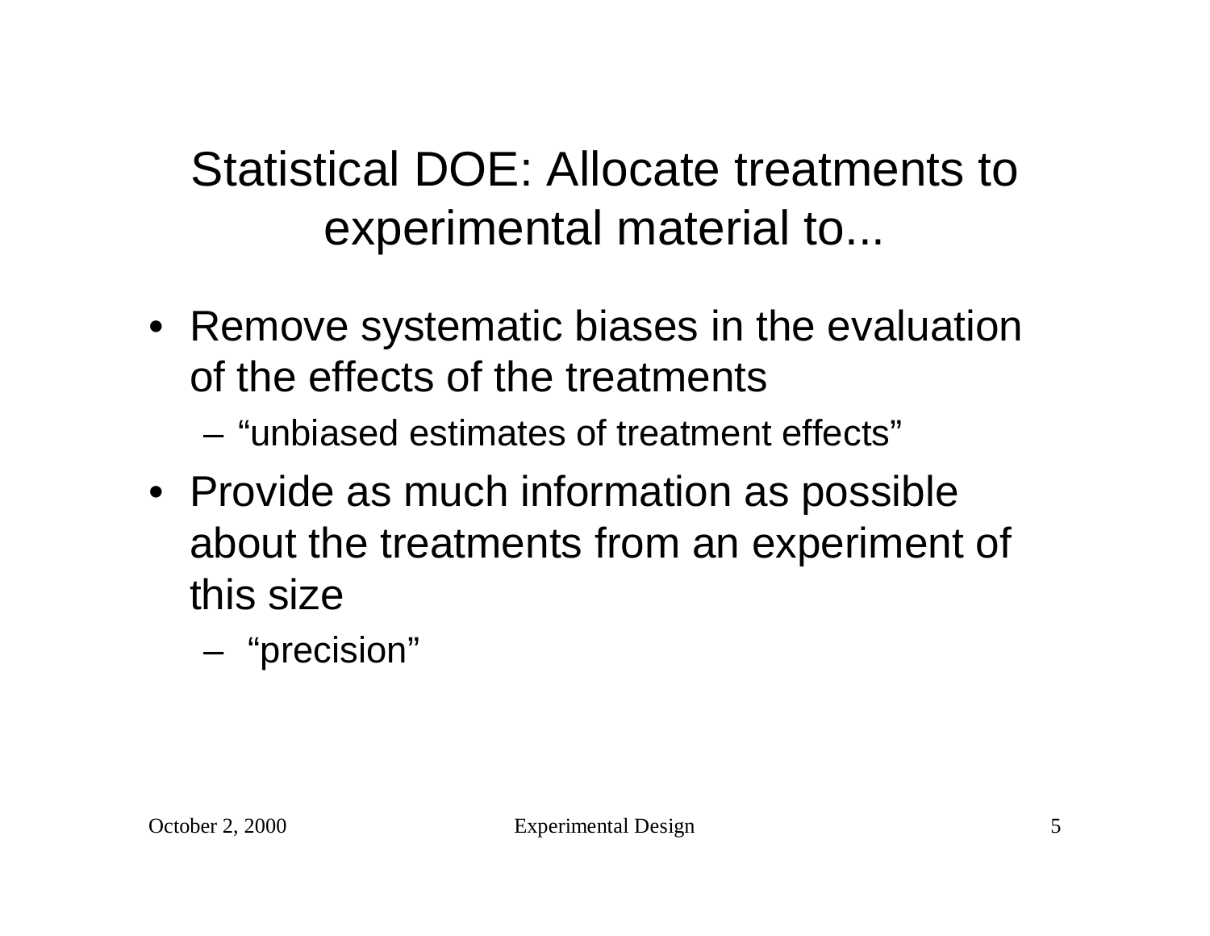# Statistical DOE: Allocate treatments to experimental material to...

- Remove systematic biases in the evaluation of the effects of the treatments
  - "unbiased estimates of treatment effects"
- Provide as much information as possible about the treatments from an experiment of this size
  - "precision"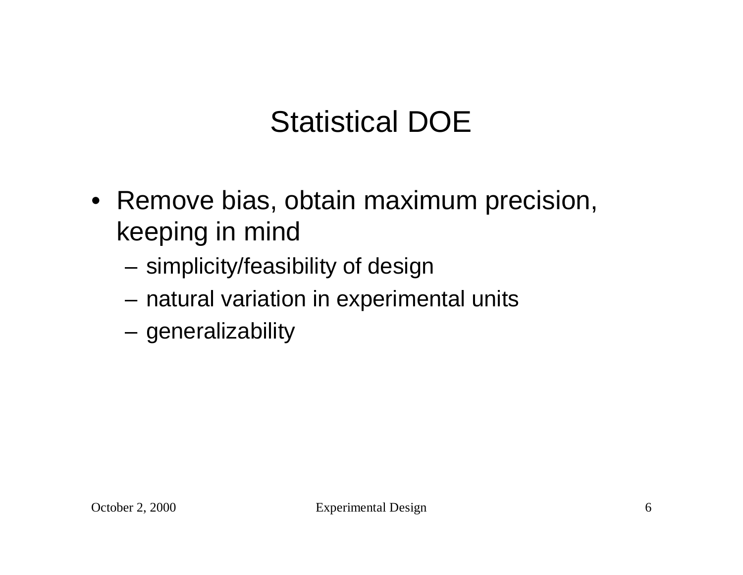# Statistical DOE

- Remove bias, obtain maximum precision, keeping in mind
  - simplicity/feasibility of design
  - natural variation in experimental units
  - generalizability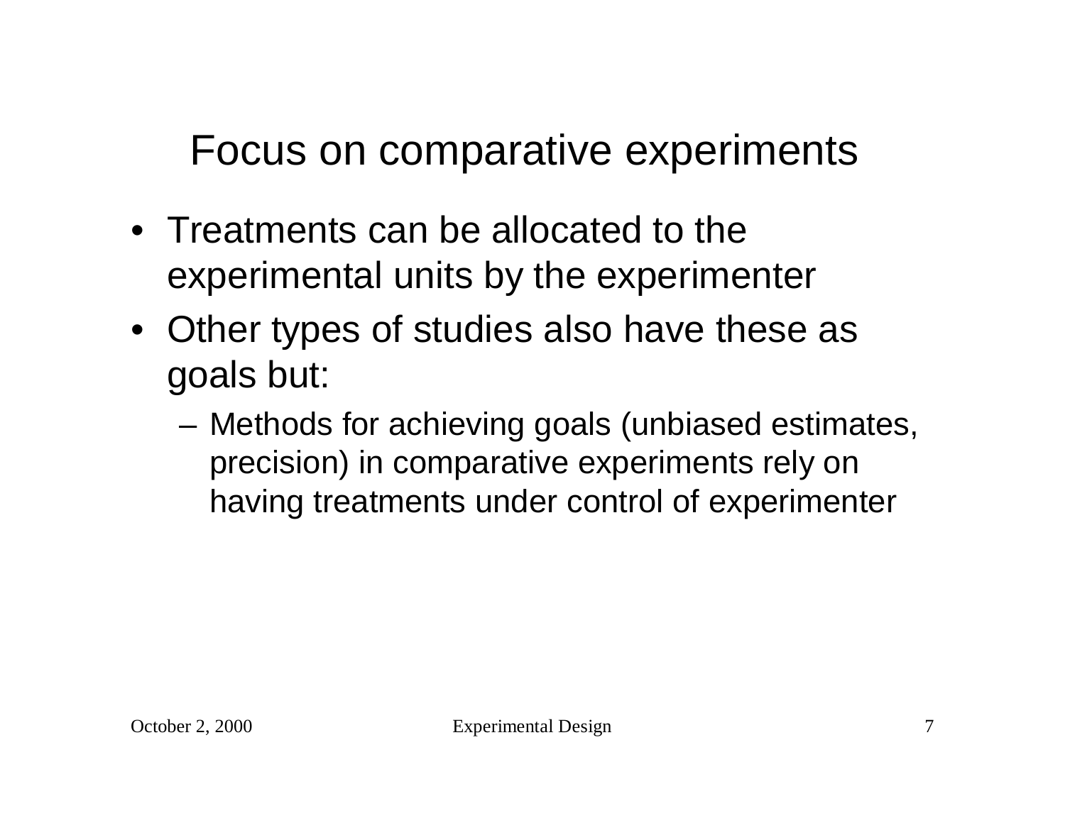# Focus on comparative experiments

- Treatments can be allocated to the experimental units by the experimenter
- Other types of studies also have these as goals but:
  - Methods for achieving goals (unbiased estimates, precision) in comparative experiments rely on having treatments under control of experimenter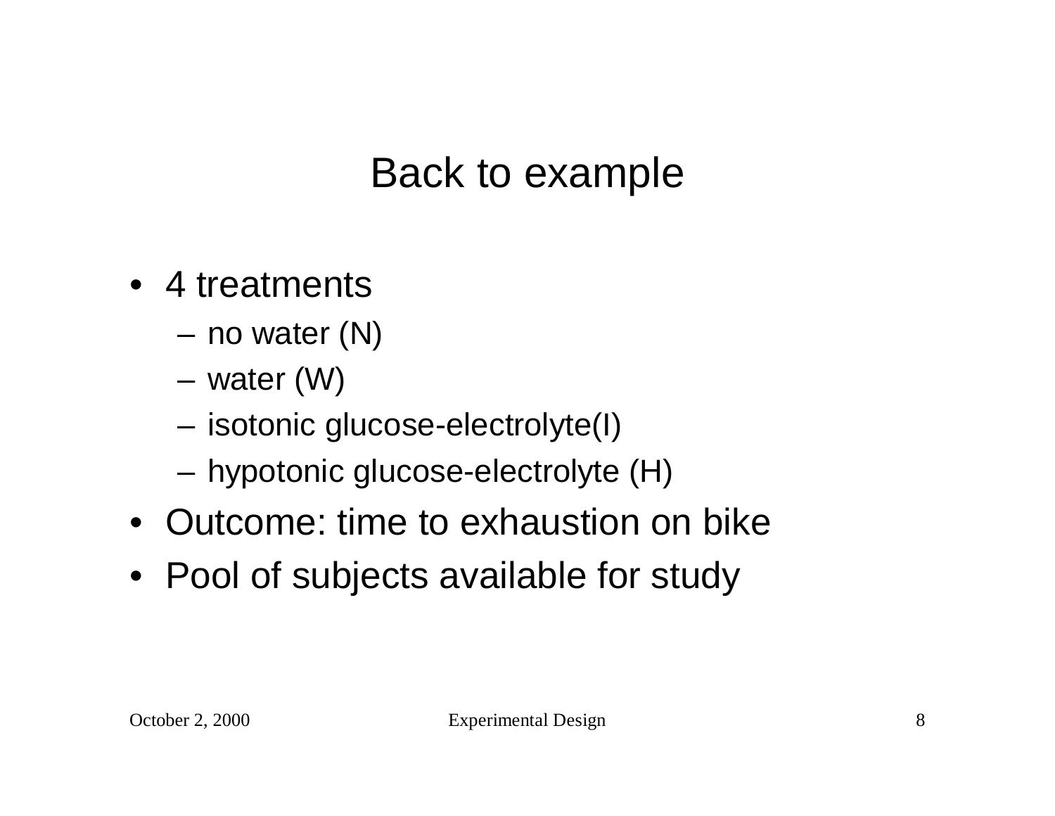# Back to example

- 4 treatments
  - no water (N)
  - water (W)
  - isotonic glucose-electrolyte(I)
  - hypotonic glucose-electrolyte (H)
- Outcome: time to exhaustion on bike
- Pool of subjects available for study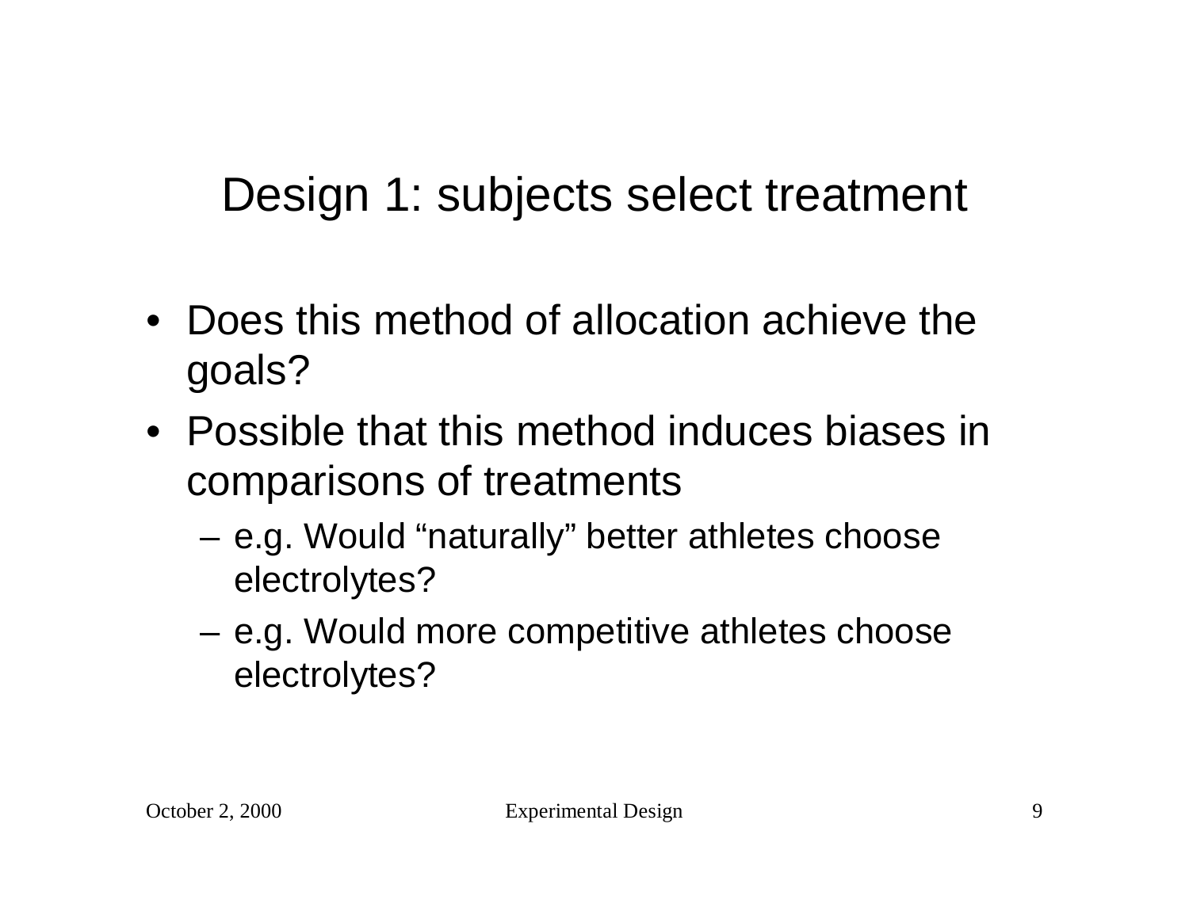# Design 1: subjects select treatment

- Does this method of allocation achieve the goals?
- Possible that this method induces biases in comparisons of treatments
  - e.g. Would "naturally" better athletes choose electrolytes?
  - e.g. Would more competitive athletes choose electrolytes?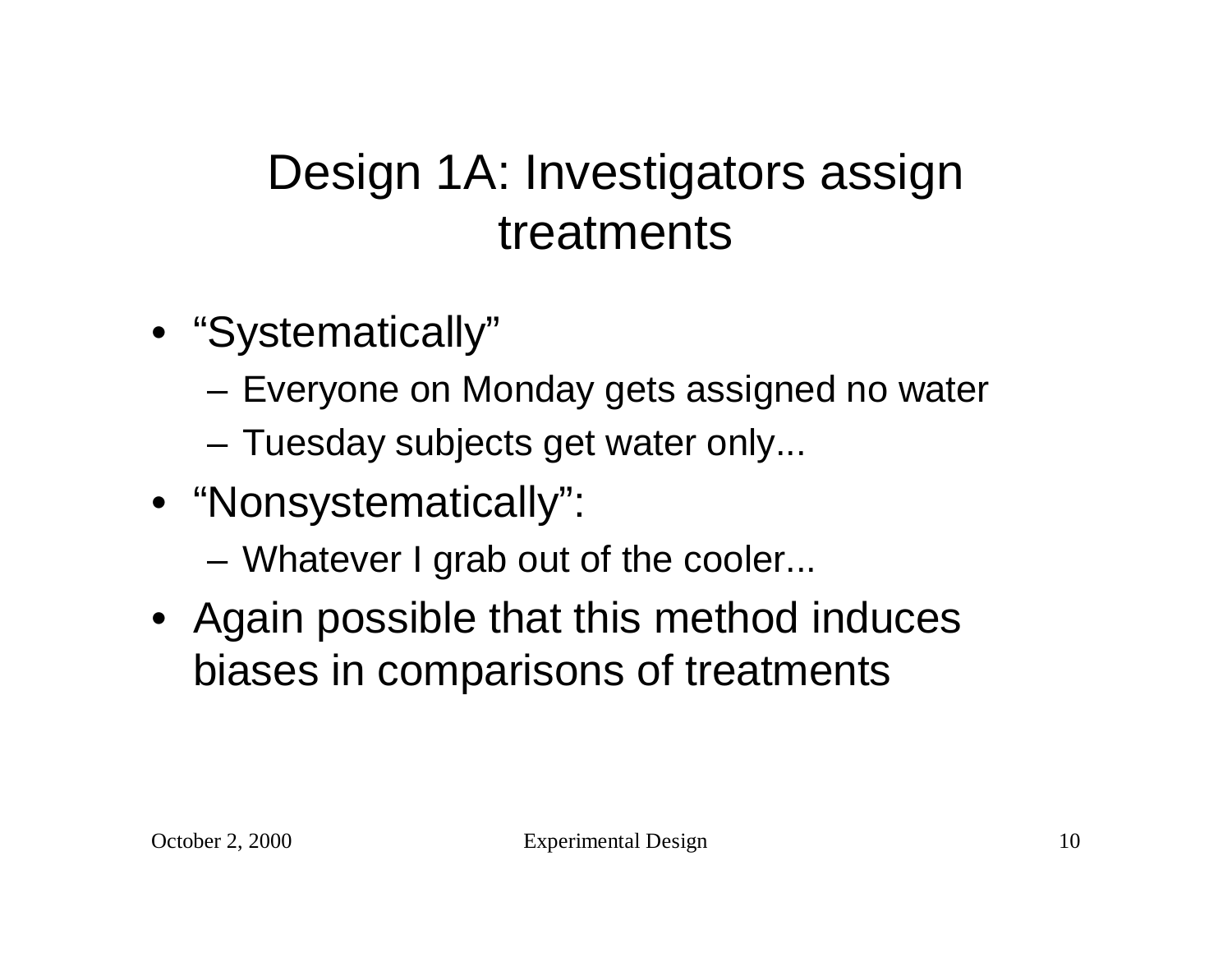# Design 1A: Investigators assign treatments

- "Systematically"
  - Everyone on Monday gets assigned no water
  - Tuesday subjects get water only...
- "Nonsystematically":
  - Whatever I grab out of the cooler...
- Again possible that this method induces biases in comparisons of treatments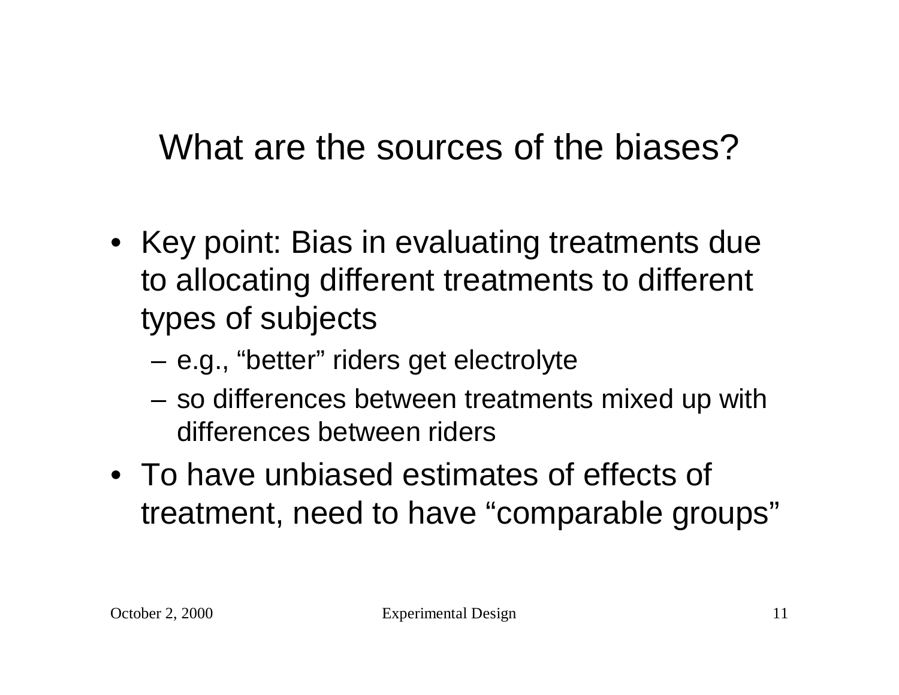# What are the sources of the biases?

- Key point: Bias in evaluating treatments due to allocating different treatments to different types of subjects
  - e.g., "better" riders get electrolyte
  - so differences between treatments mixed up with differences between riders
- To have unbiased estimates of effects of treatment, need to have "comparable groups"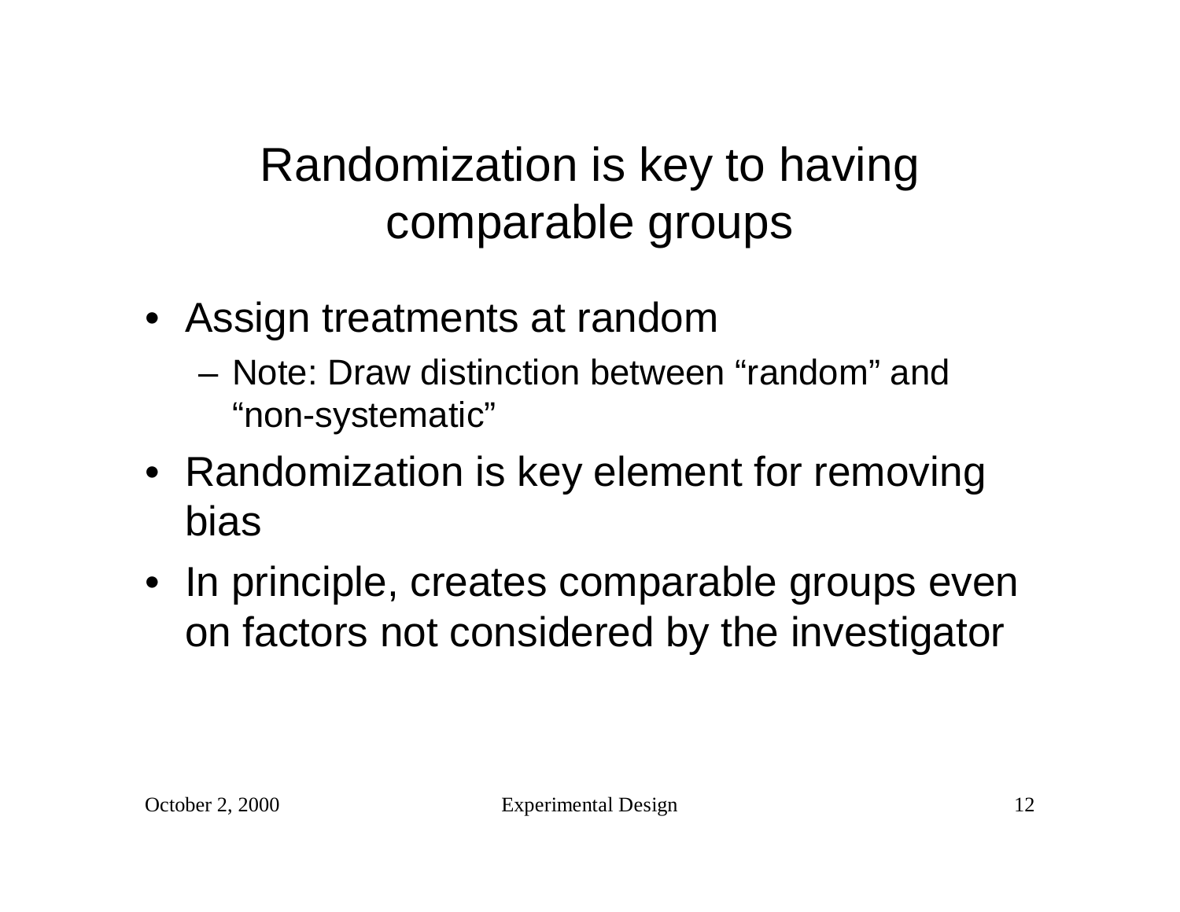# Randomization is key to having comparable groups

- Assign treatments at random
  - Note: Draw distinction between “random” and “non-systematic”
- Randomization is key element for removing bias
- In principle, creates comparable groups even on factors not considered by the investigator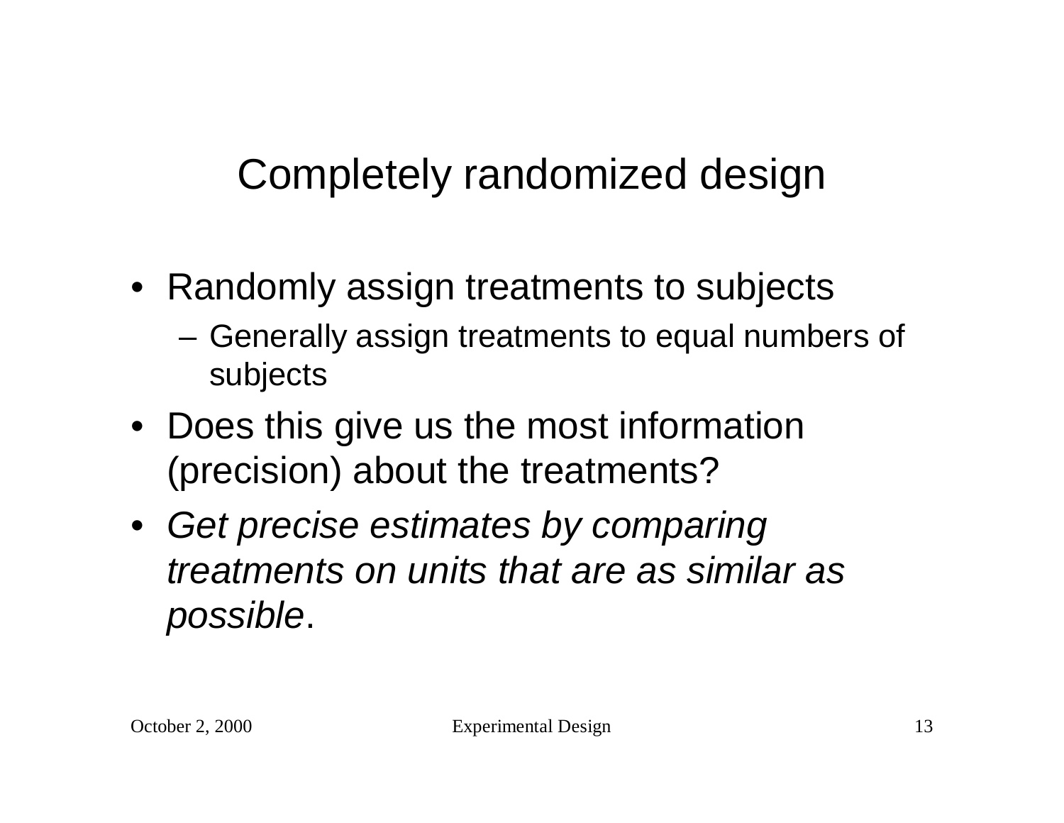# Completely randomized design

- Randomly assign treatments to subjects
  - Generally assign treatments to equal numbers of subjects
- Does this give us the most information (precision) about the treatments?
- *Get precise estimates by comparing treatments on units that are as similar as possible*.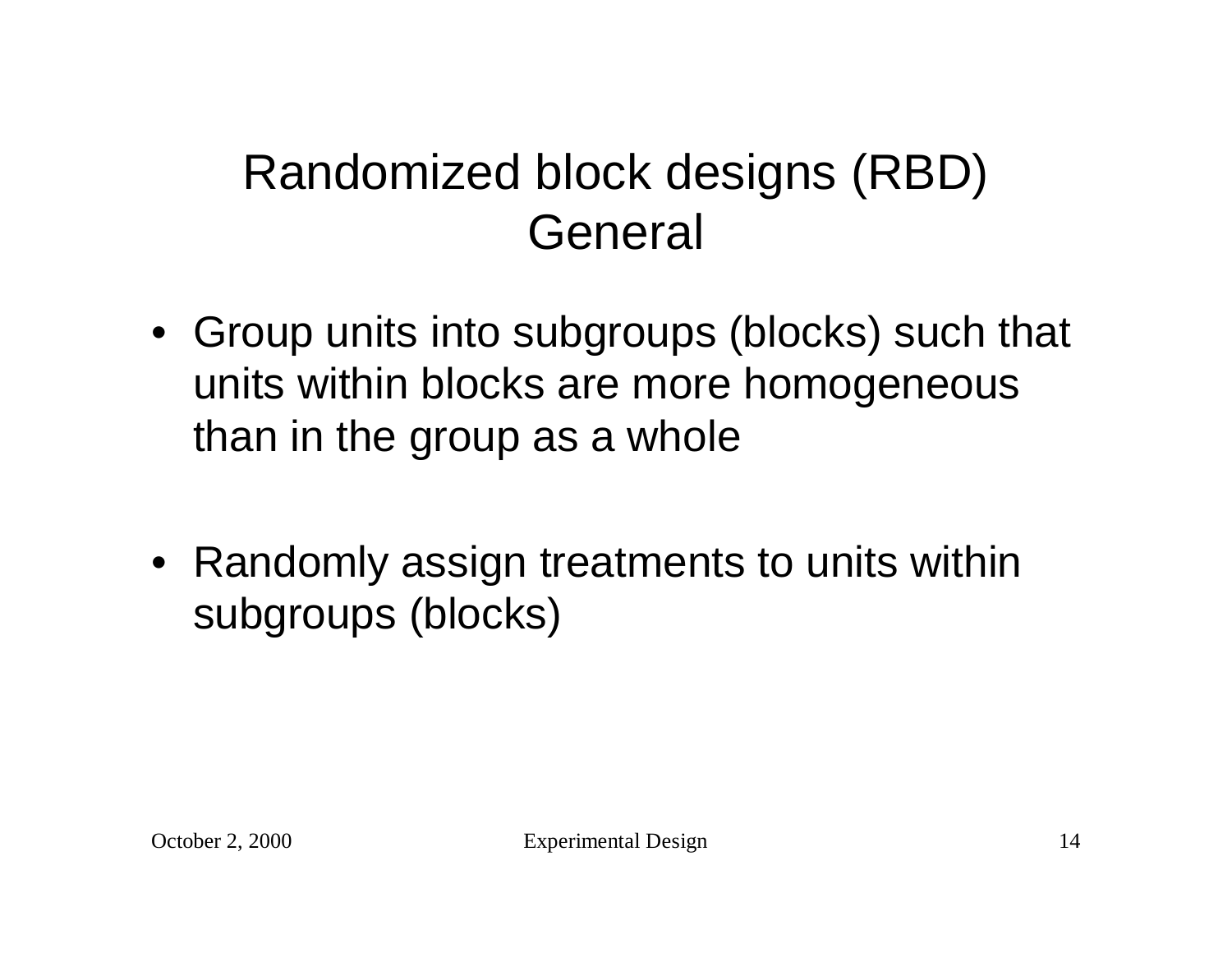# Randomized block designs (RBD) General

- Group units into subgroups (blocks) such that units within blocks are more homogeneous than in the group as a whole

- Randomly assign treatments to units within subgroups (blocks)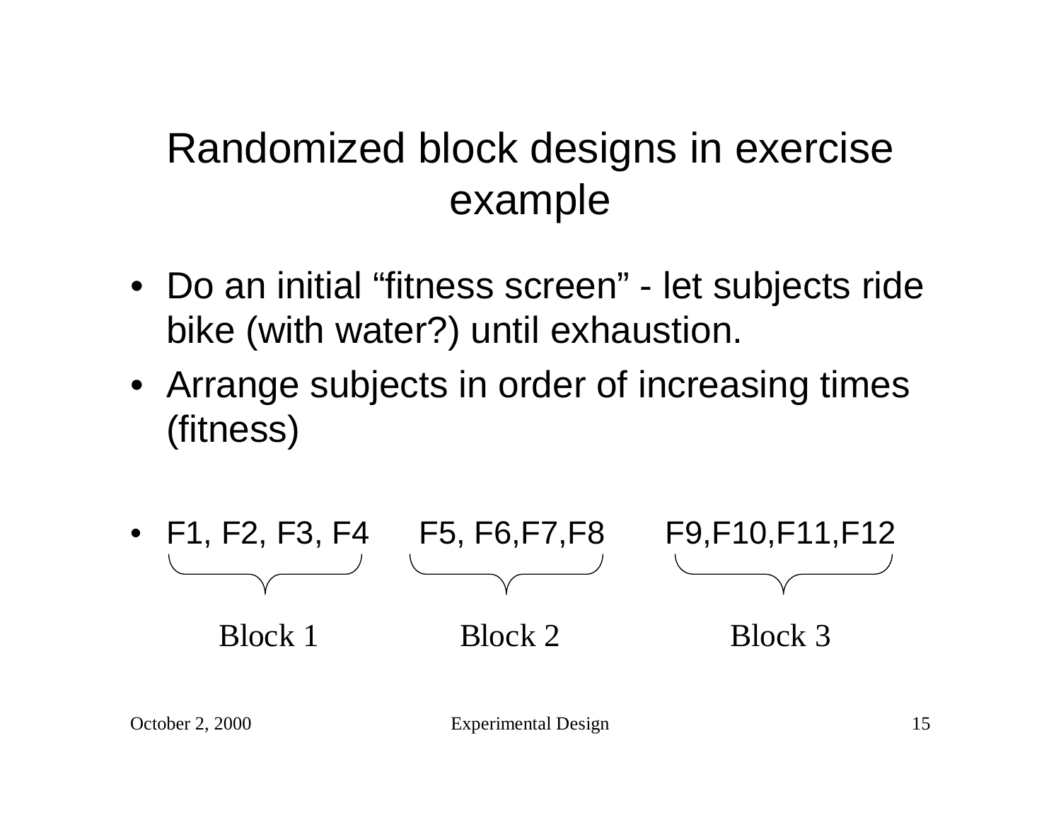# Randomized block designs in exercise example

- Do an initial "fitness screen" - let subjects ride bike (with water?) until exhaustion.
- Arrange subjects in order of increasing times (fitness)

- F1, F2, F3, F4 F5, F6,F7,F8 F9,F10,F11,F12

| Block 1 | Block 2 | Block 3 |
| --- | --- | --- |
| F1, F2, F3, F4 | F5, F6,F7,F8 | F9,F10,F11,F12 |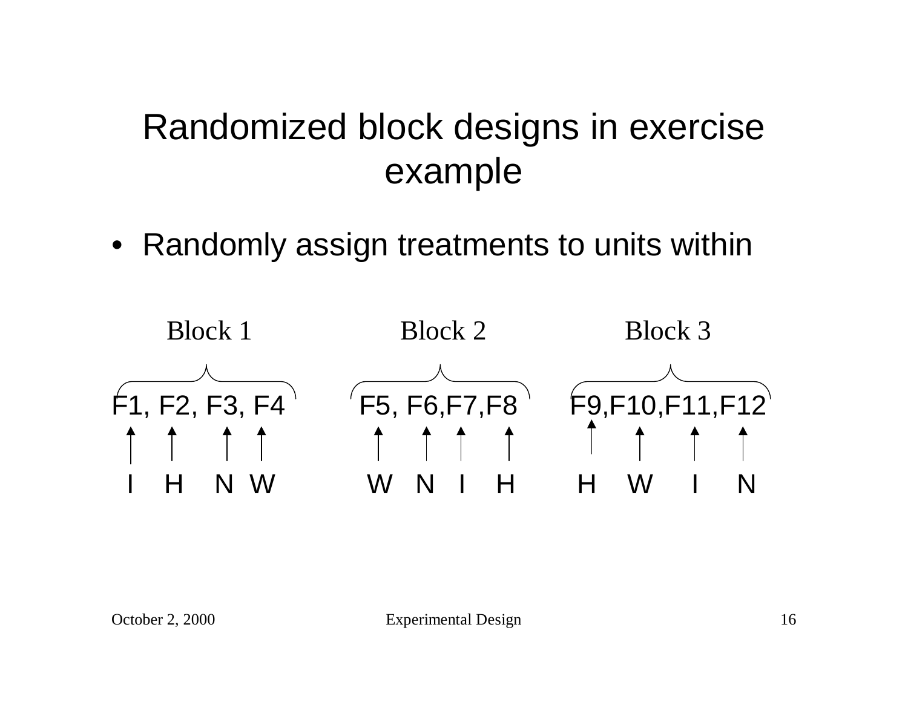# Randomized block designs in exercise example

- Randomly assign treatments to units within

| | Block 1 | Block 2 | Block 3 |
| --- | --- | --- | --- |
| Units | F1, F2, F3, F4 | F5, F6,F7,F8 | F9,F10,F11,F12 |
| Treatments | I H N W | W N I H | H W I N |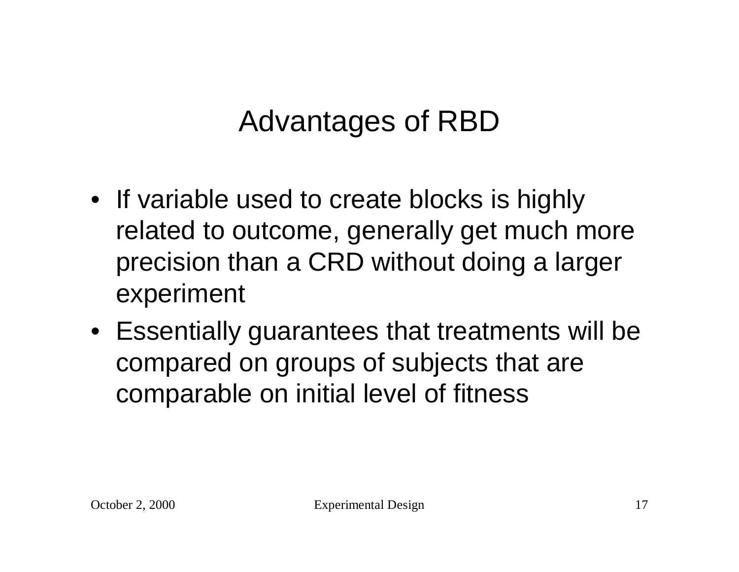# Advantages of RBD

- If variable used to create blocks is highly related to outcome, generally get much more precision than a CRD without doing a larger experiment
- Essentially guarantees that treatments will be compared on groups of subjects that are comparable on initial level of fitness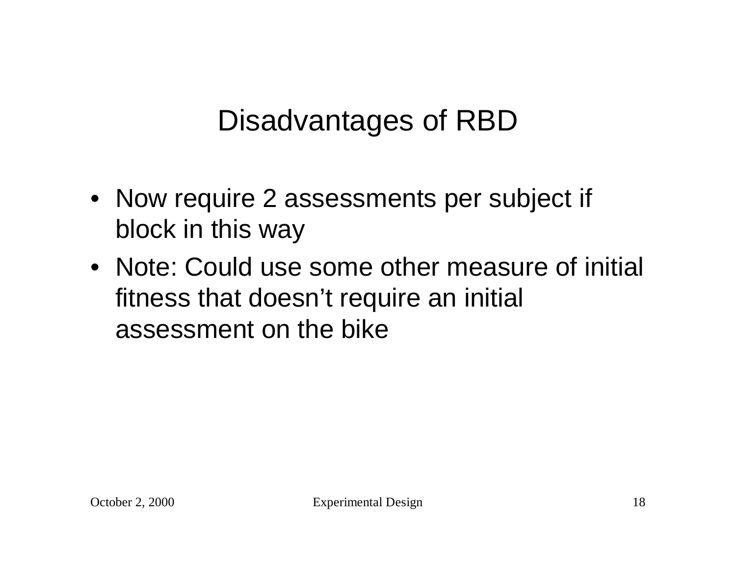# Disadvantages of RBD

- Now require 2 assessments per subject if block in this way
- Note: Could use some other measure of initial fitness that doesn't require an initial assessment on the bike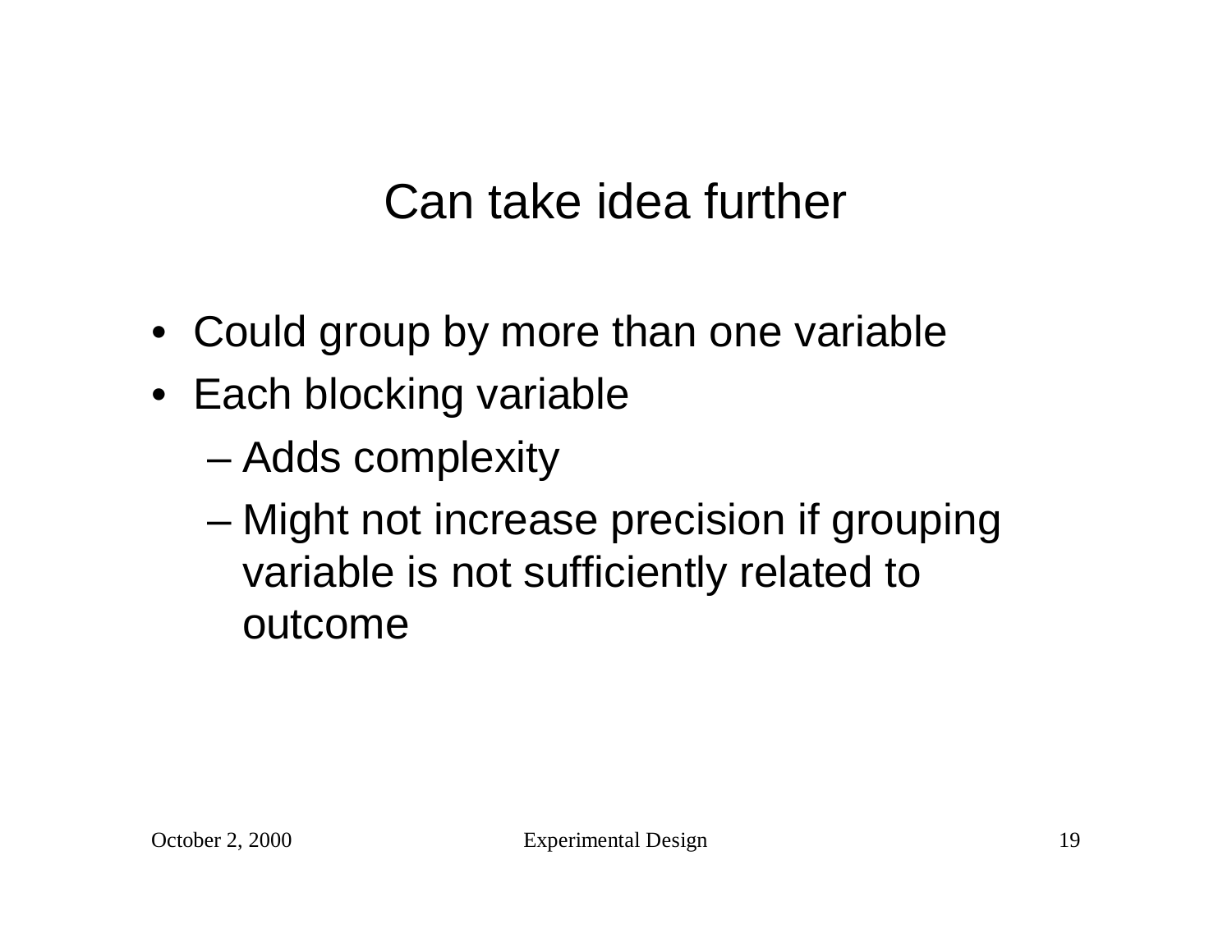# Can take idea further

- Could group by more than one variable
- Each blocking variable
  - Adds complexity
  - Might not increase precision if grouping variable is not sufficiently related to outcome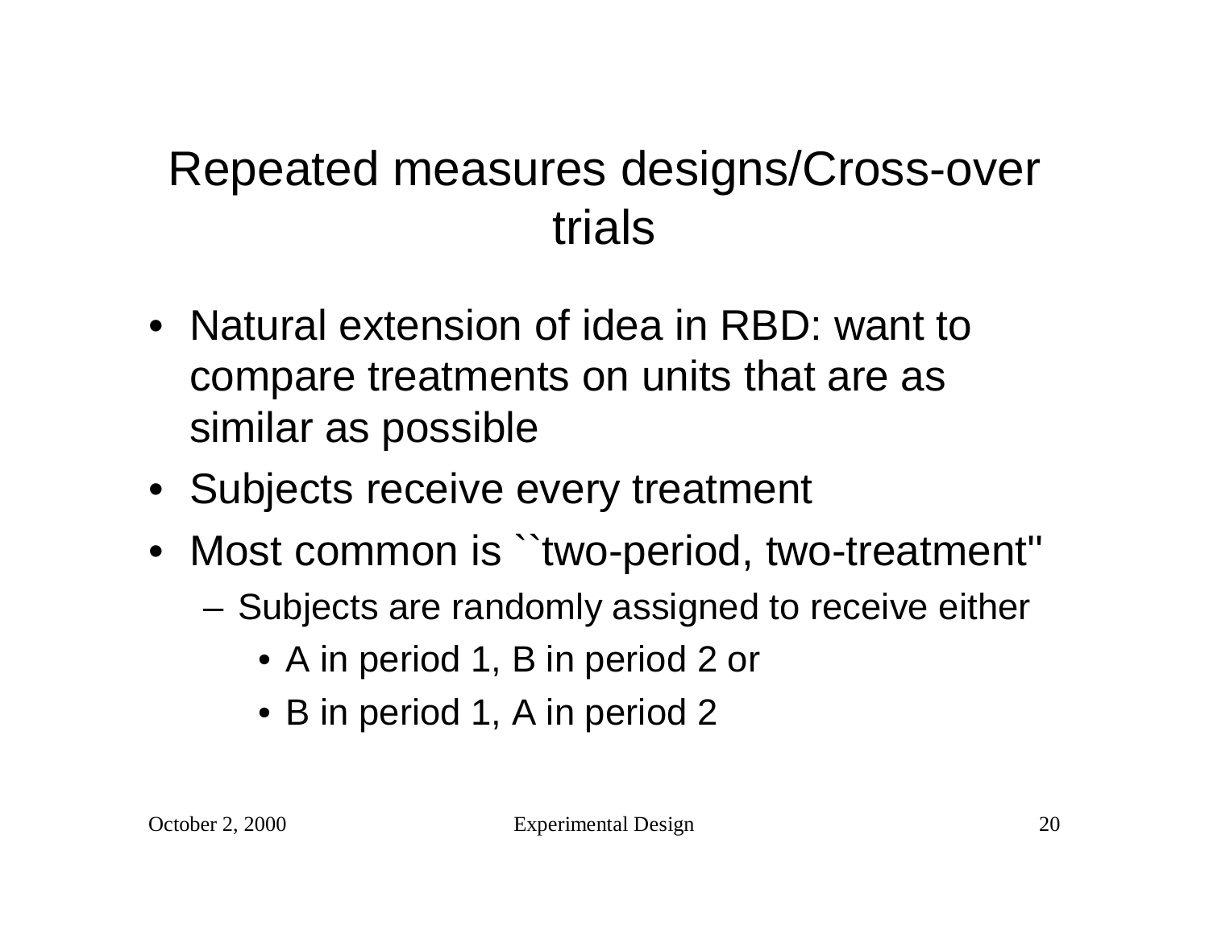# Repeated measures designs/Cross-over trials

- Natural extension of idea in RBD: want to compare treatments on units that are as similar as possible
- Subjects receive every treatment
- Most common is ``two-period, two-treatment''
  - Subjects are randomly assigned to receive either
    - A in period 1, B in period 2 or
    - B in period 1, A in period 2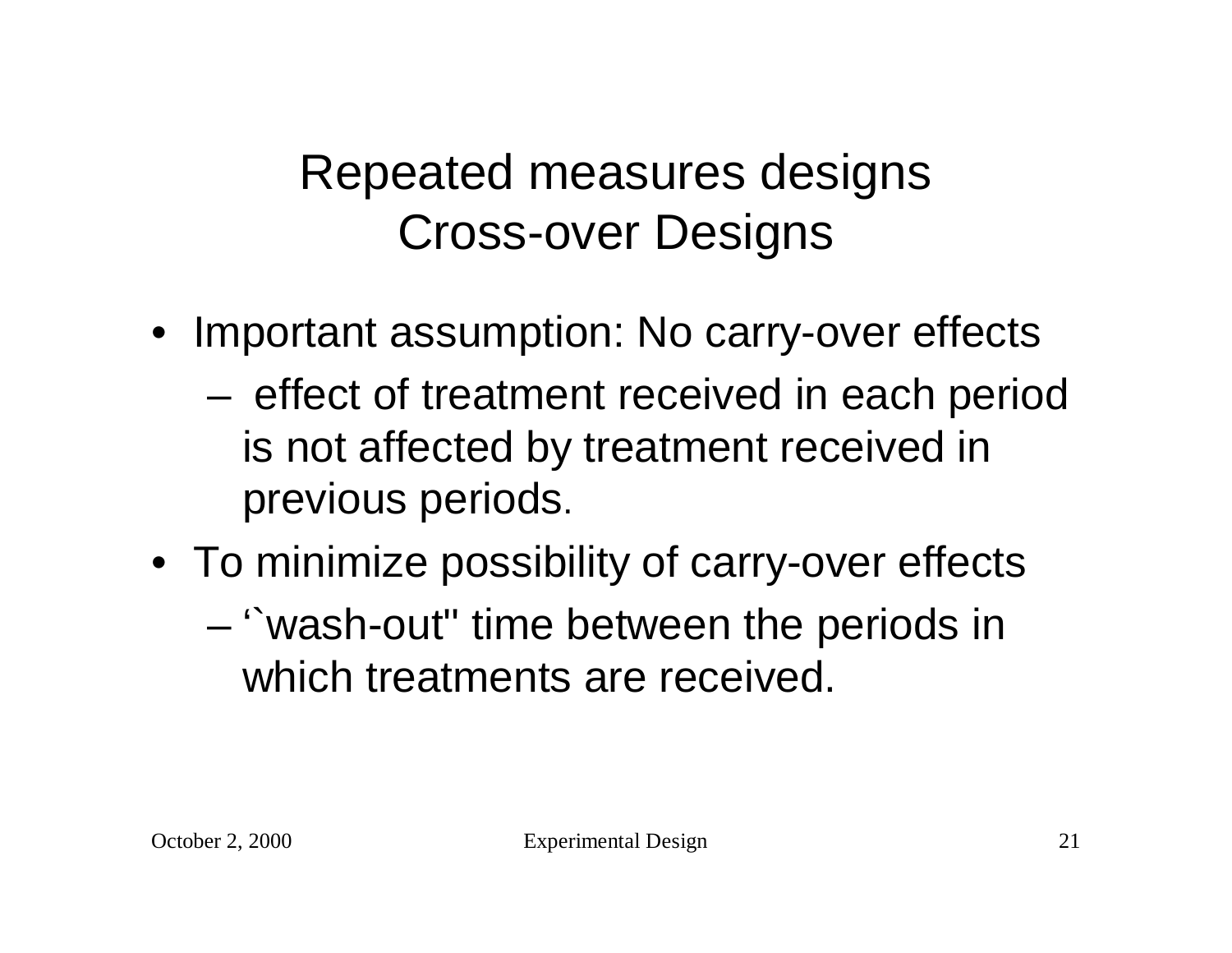# Repeated measures designs
# Cross-over Designs

- Important assumption: No carry-over effects
  - effect of treatment received in each period is not affected by treatment received in previous periods.
- To minimize possibility of carry-over effects
  - ‘`wash-out'' time between the periods in which treatments are received.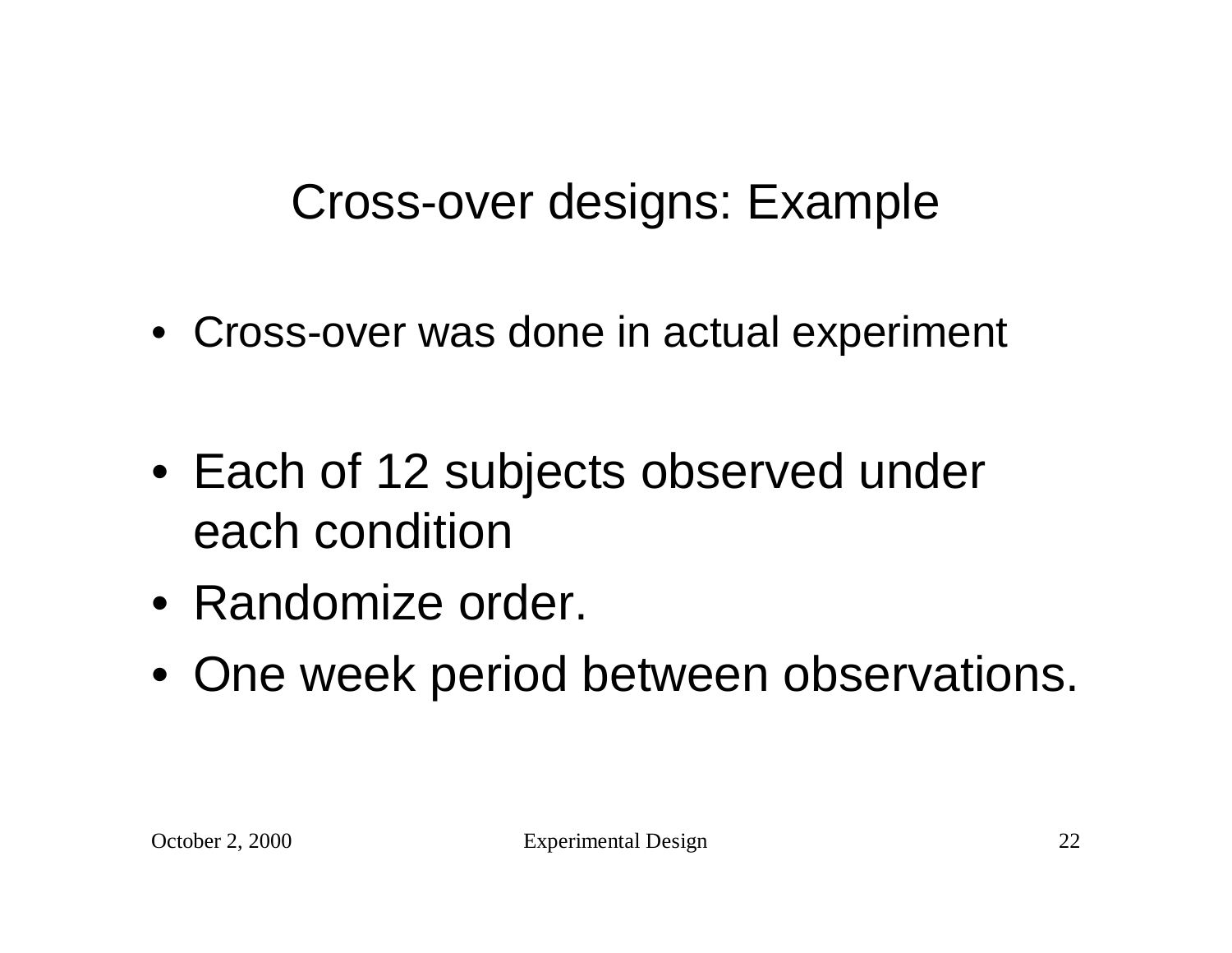# Cross-over designs: Example

- Cross-over was done in actual experiment
- Each of 12 subjects observed under each condition
- Randomize order.
- One week period between observations.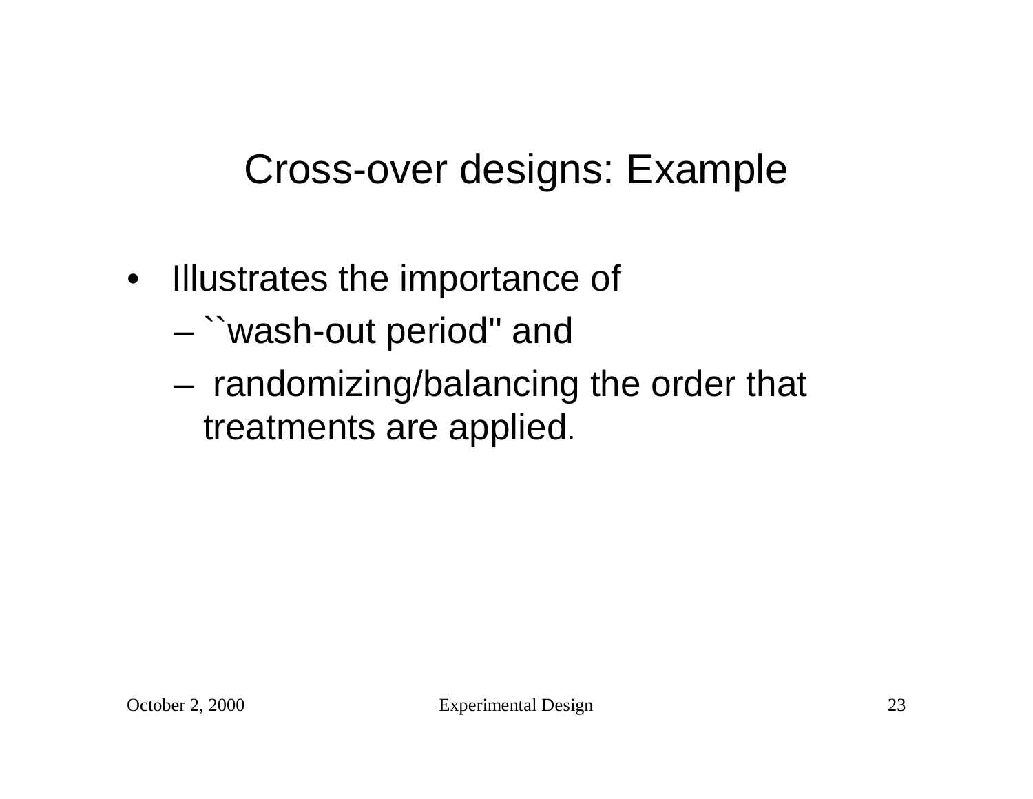# Cross-over designs: Example

- Illustrates the importance of
  - ``wash-out period'' and
  - randomizing/balancing the order that treatments are applied.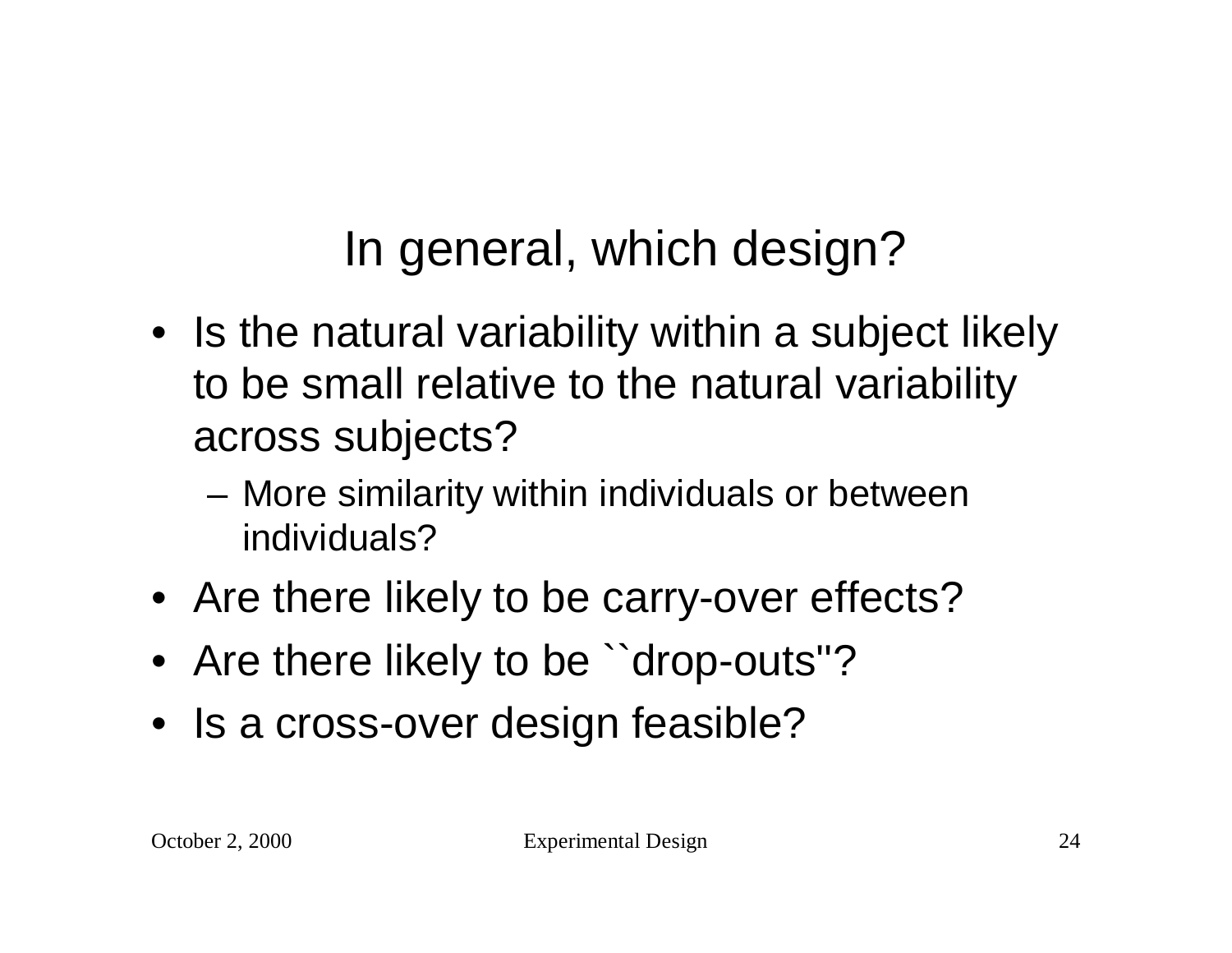# In general, which design?

- Is the natural variability within a subject likely to be small relative to the natural variability across subjects?
  - More similarity within individuals or between individuals?
- Are there likely to be carry-over effects?
- Are there likely to be ``drop-outs''?
- Is a cross-over design feasible?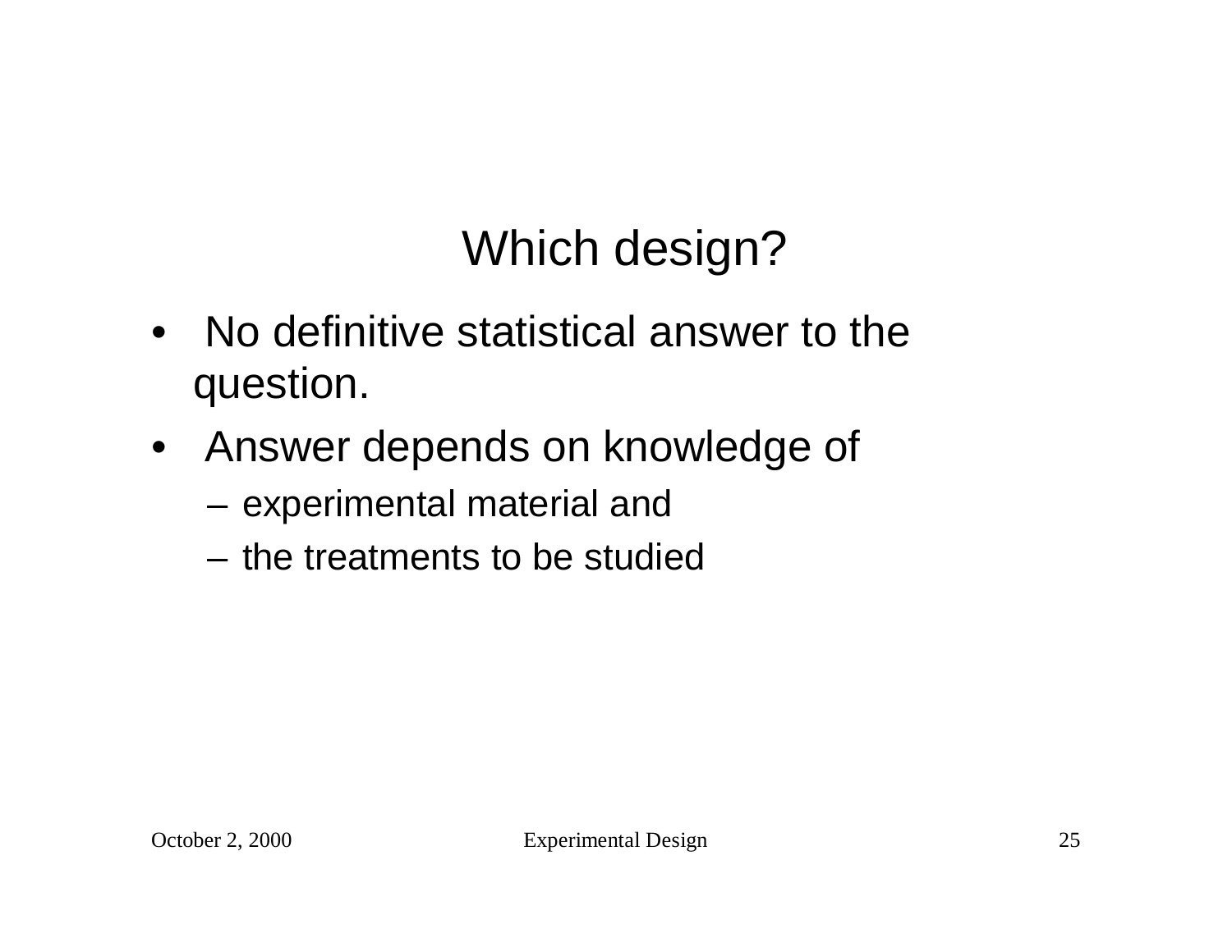# Which design?

- No definitive statistical answer to the question.
- Answer depends on knowledge of
  - experimental material and
  - the treatments to be studied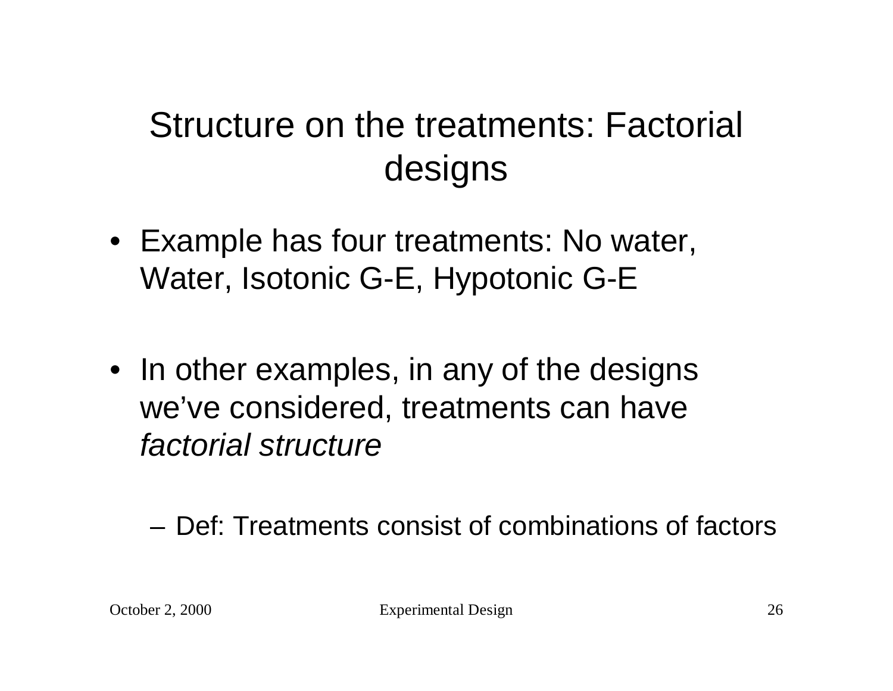# Structure on the treatments: Factorial designs

- Example has four treatments: No water, Water, Isotonic G-E, Hypotonic G-E

- In other examples, in any of the designs we've considered, treatments can have *factorial structure*

  – Def: Treatments consist of combinations of factors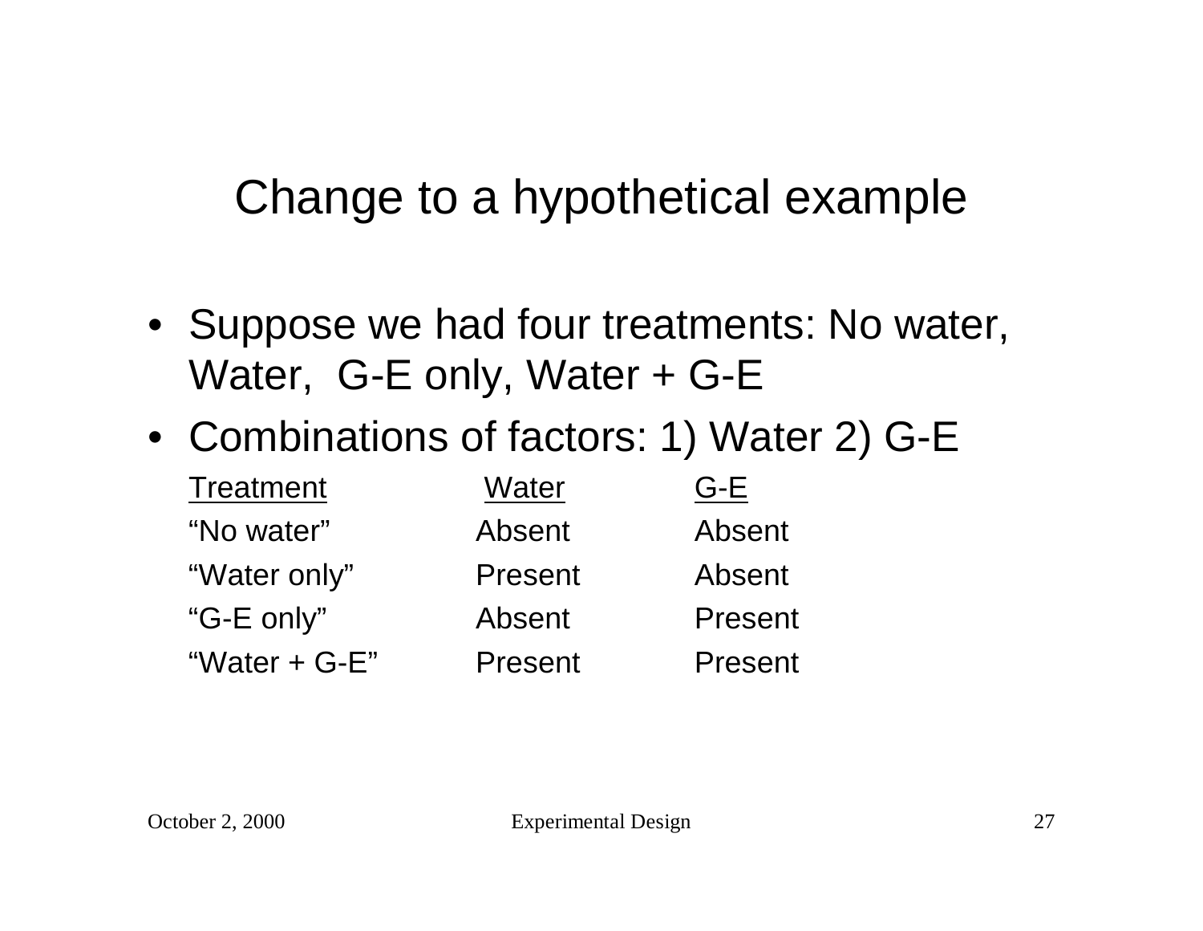# Change to a hypothetical example

- Suppose we had four treatments: No water, Water, G-E only, Water + G-E
- Combinations of factors: 1) Water 2) G-E

| Treatment | Water | G-E |
| --- | --- | --- |
| “No water” | Absent | Absent |
| “Water only” | Present | Absent |
| “G-E only” | Absent | Present |
| “Water + G-E” | Present | Present |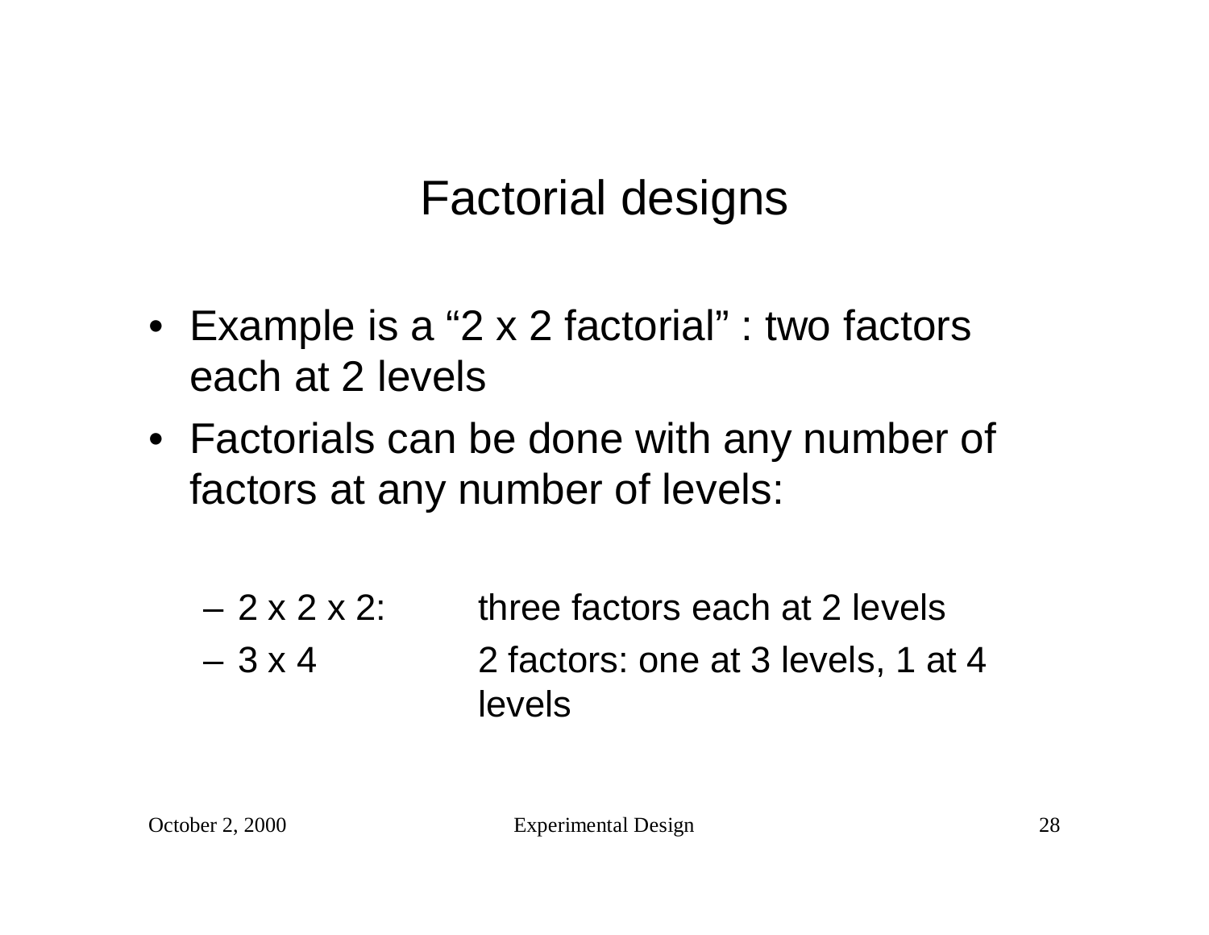# Factorial designs

- Example is a “2 x 2 factorial” : two factors each at 2 levels
- Factorials can be done with any number of factors at any number of levels:
  - 2 x 2 x 2: three factors each at 2 levels
  - 3 x 4 2 factors: one at 3 levels, 1 at 4 levels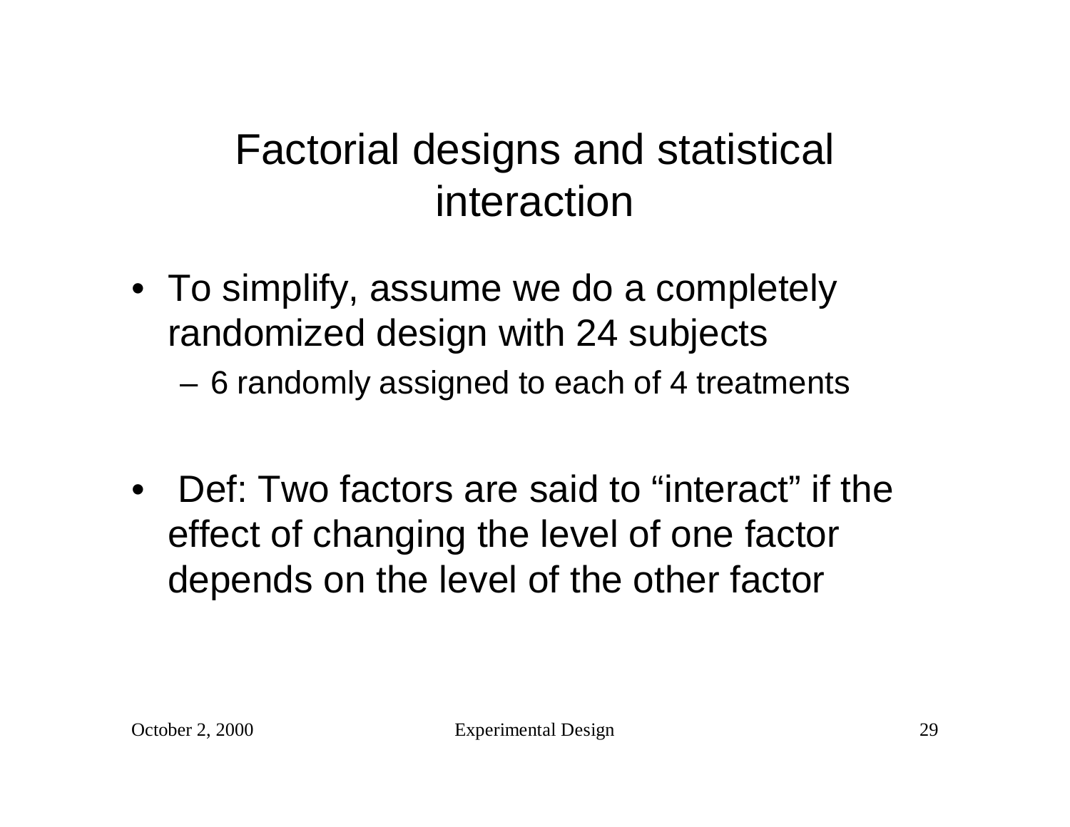# Factorial designs and statistical interaction

- To simplify, assume we do a completely randomized design with 24 subjects
  - 6 randomly assigned to each of 4 treatments

- Def: Two factors are said to "interact" if the effect of changing the level of one factor depends on the level of the other factor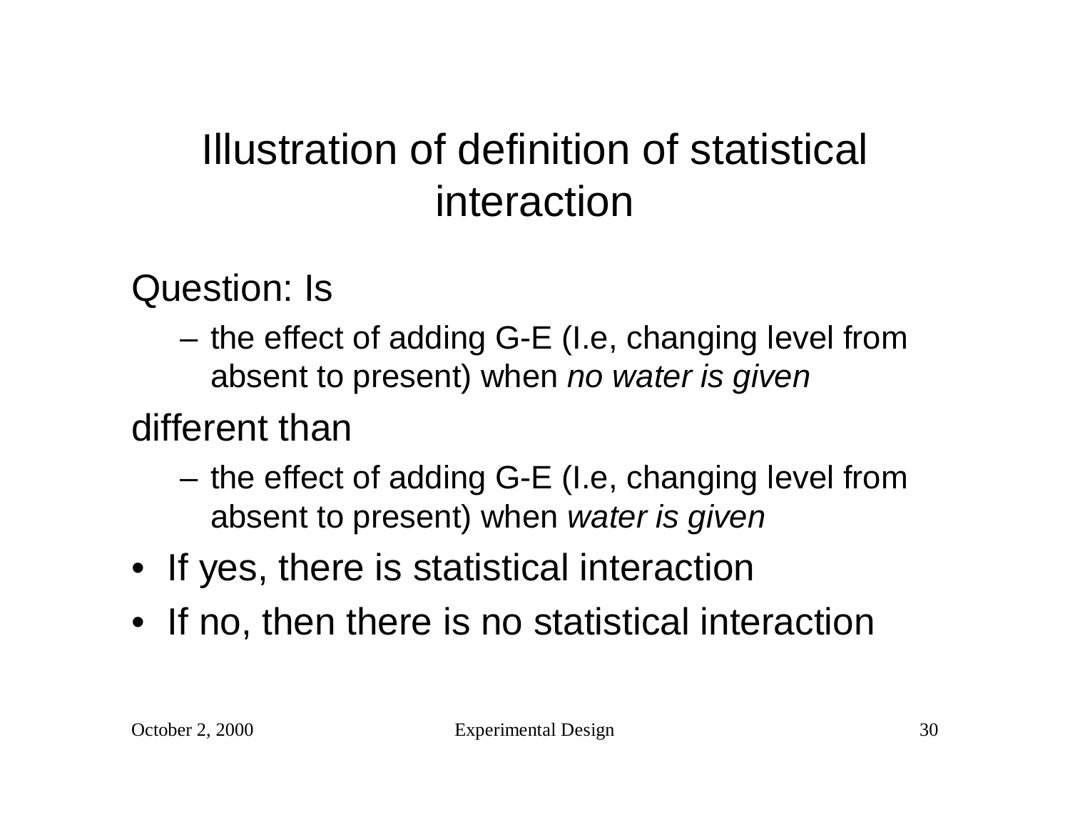# Illustration of definition of statistical interaction

Question: Is

- the effect of adding G-E (I.e, changing level from absent to present) when *no water is given*

different than

- the effect of adding G-E (I.e, changing level from absent to present) when *water is given*

- If yes, there is statistical interaction
- If no, then there is no statistical interaction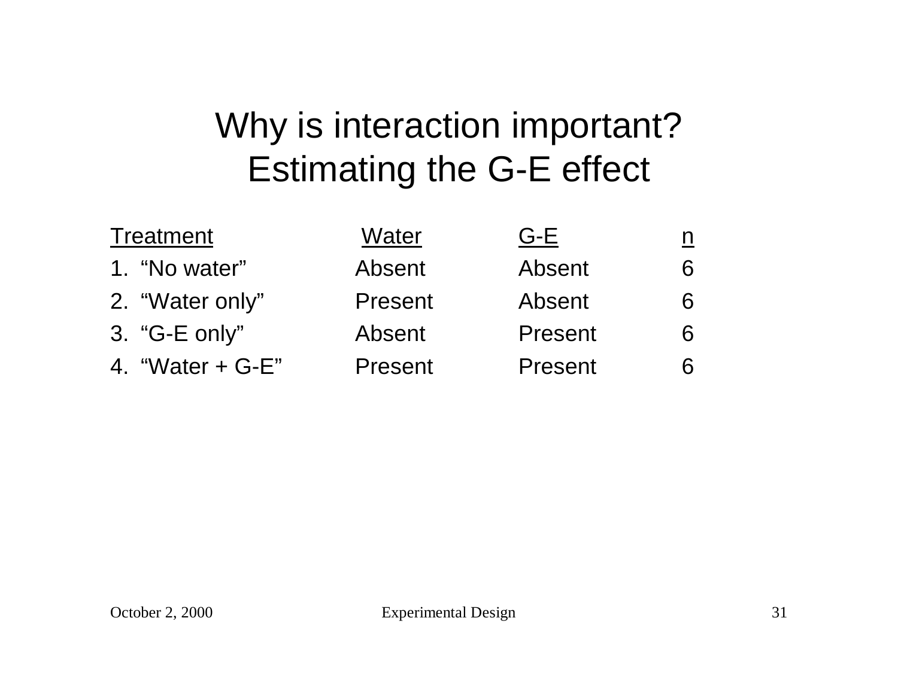# Why is interaction important? Estimating the G-E effect

| Treatment | Water | G-E | n |
|---|---|---|---|
| 1. “No water” | Absent | Absent | 6 |
| 2. “Water only” | Present | Absent | 6 |
| 3. “G-E only” | Absent | Present | 6 |
| 4. “Water + G-E” | Present | Present | 6 |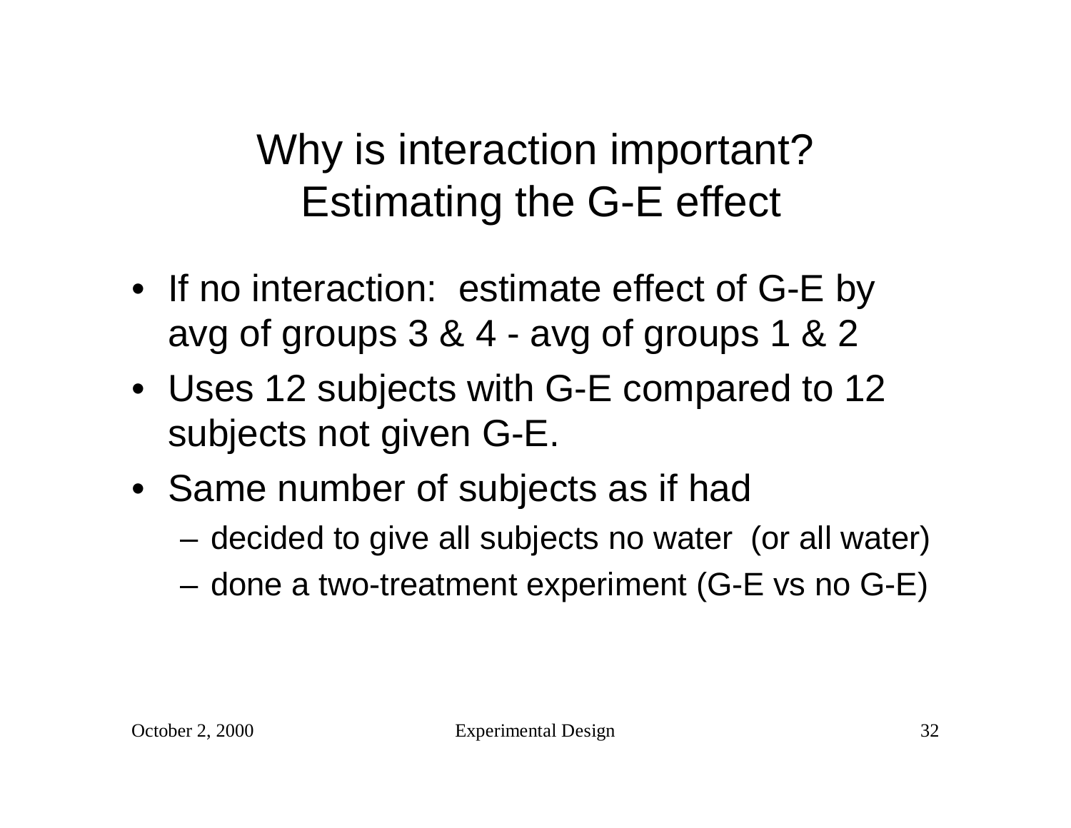# Why is interaction important? Estimating the G-E effect

- If no interaction: estimate effect of G-E by avg of groups 3 & 4 - avg of groups 1 & 2
- Uses 12 subjects with G-E compared to 12 subjects not given G-E.
- Same number of subjects as if had
  - decided to give all subjects no water (or all water)
  - done a two-treatment experiment (G-E vs no G-E)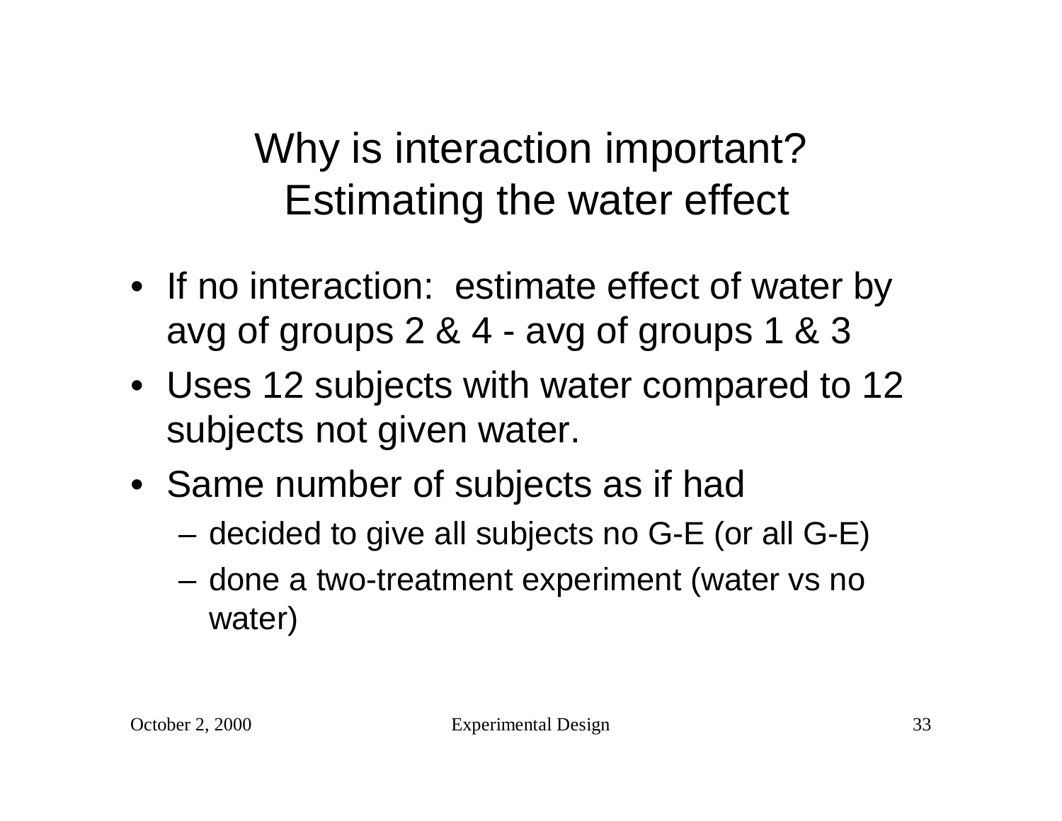# Why is interaction important? Estimating the water effect

- If no interaction: estimate effect of water by avg of groups 2 & 4 - avg of groups 1 & 3
- Uses 12 subjects with water compared to 12 subjects not given water.
- Same number of subjects as if had
  - decided to give all subjects no G-E (or all G-E)
  - done a two-treatment experiment (water vs no water)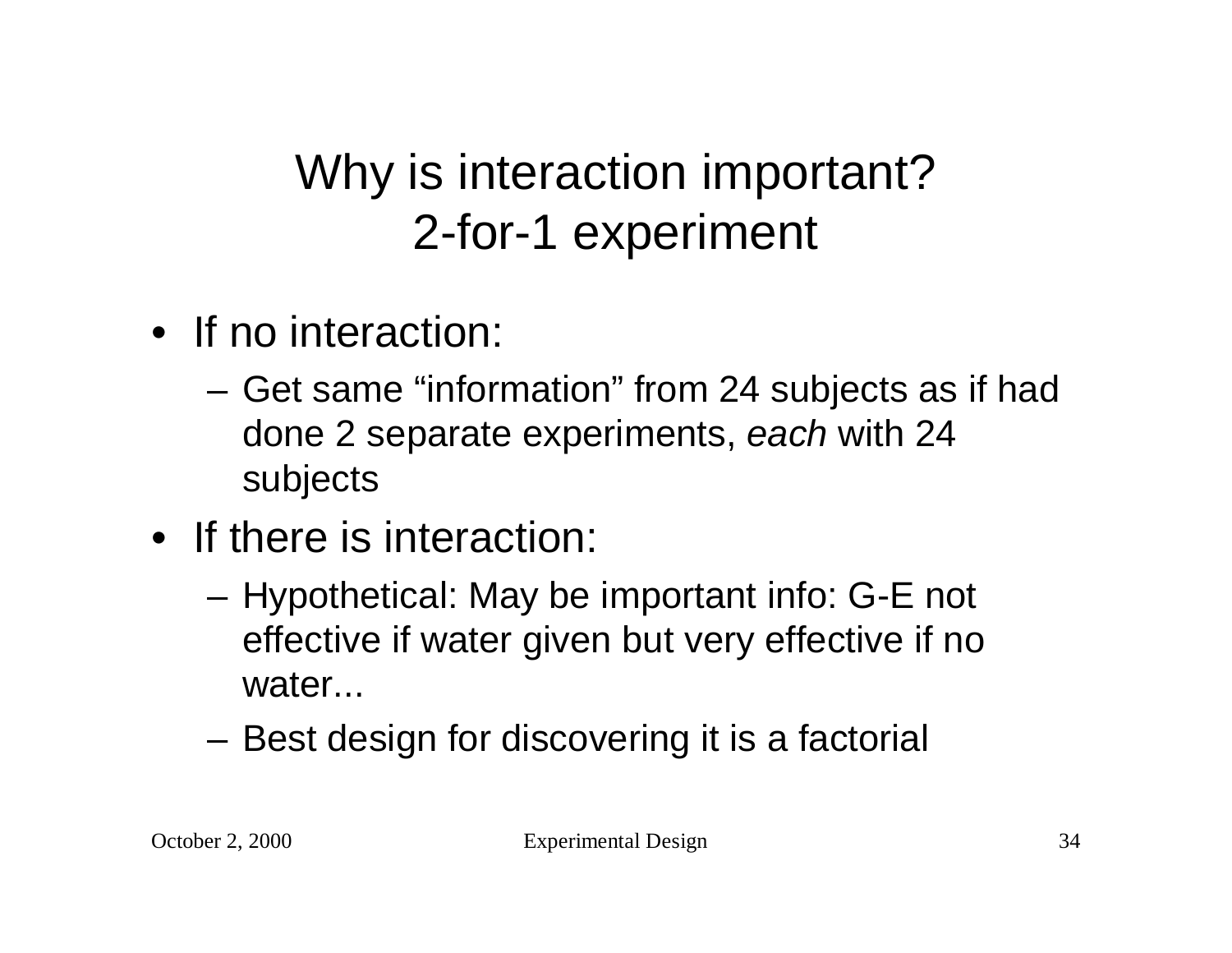# Why is interaction important?
# 2-for-1 experiment

- If no interaction:
  - Get same “information” from 24 subjects as if had done 2 separate experiments, *each* with 24 subjects
- If there is interaction:
  - Hypothetical: May be important info: G-E not effective if water given but very effective if no water...
  - Best design for discovering it is a factorial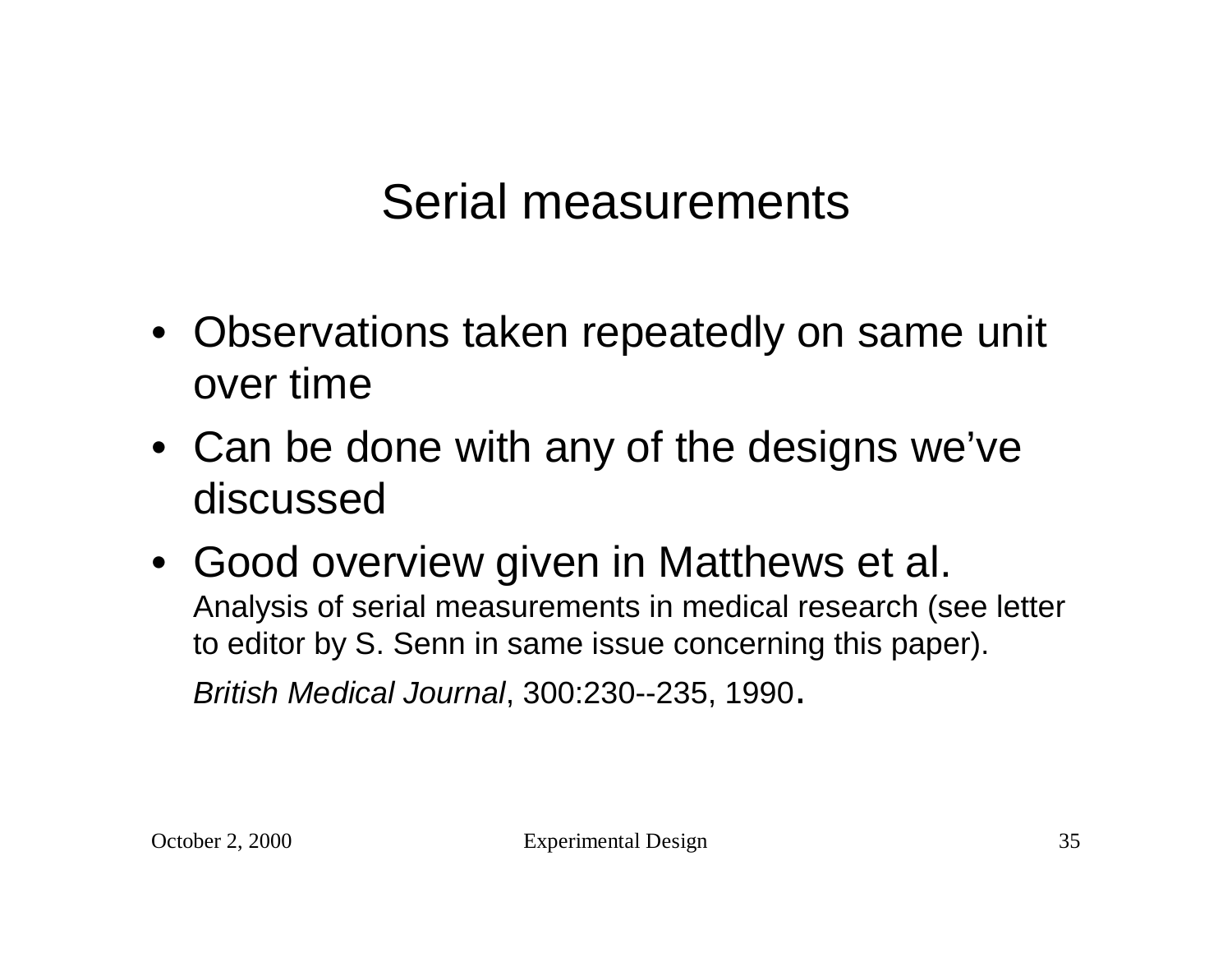# Serial measurements

- Observations taken repeatedly on same unit over time
- Can be done with any of the designs we've discussed
- Good overview given in Matthews et al. Analysis of serial measurements in medical research (see letter to editor by S. Senn in same issue concerning this paper). *British Medical Journal*, 300:230--235, 1990.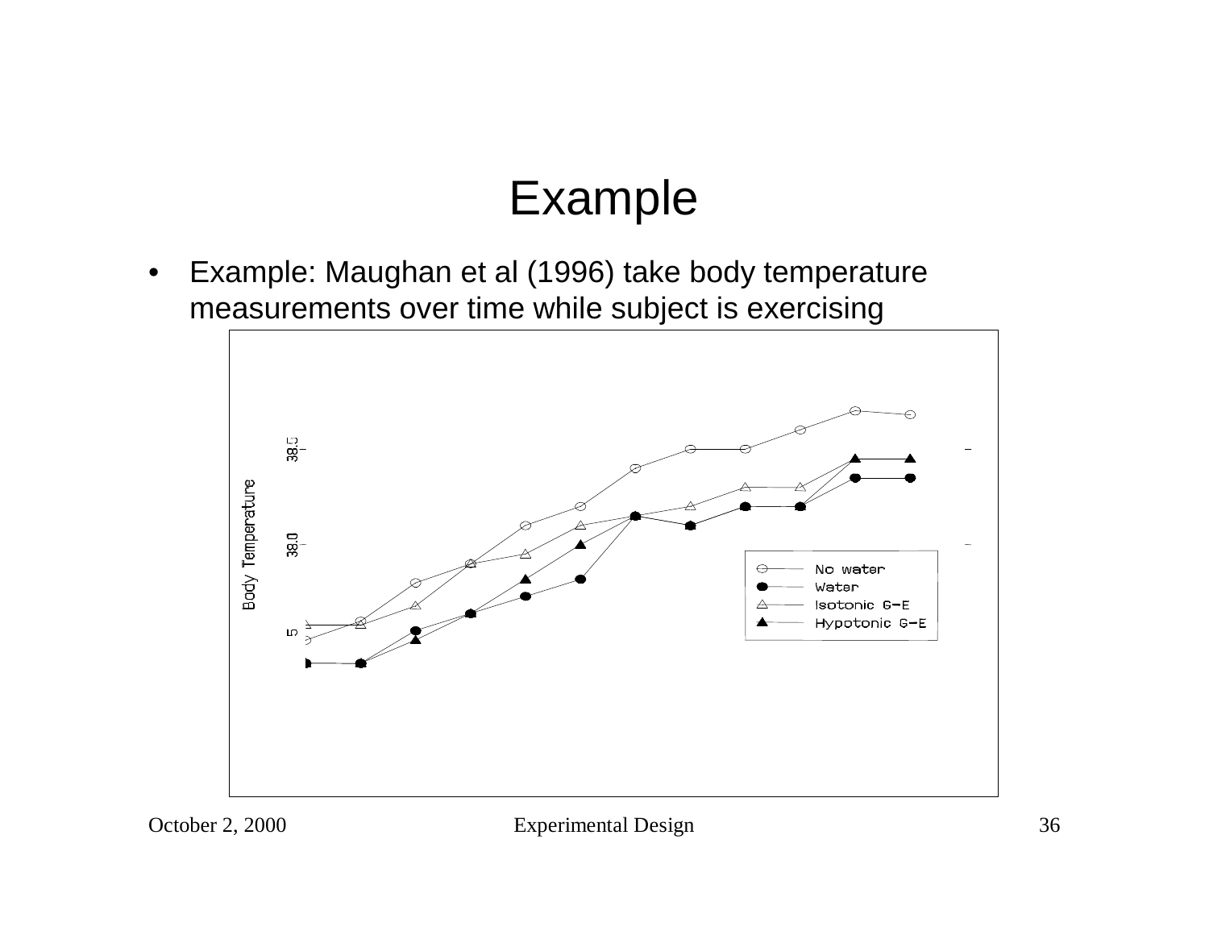# Example

- Example: Maughan et al (1996) take body temperature measurements over time while subject is exercising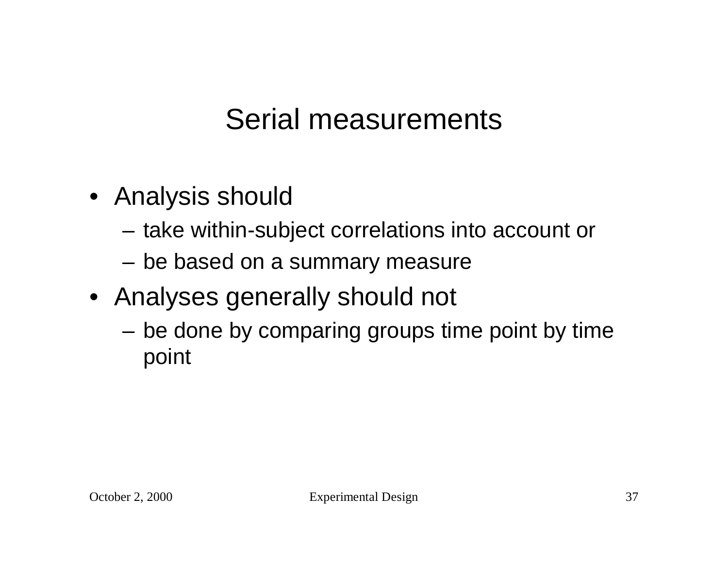# Serial measurements

- Analysis should
  - take within-subject correlations into account or
  - be based on a summary measure
- Analyses generally should not
  - be done by comparing groups time point by time point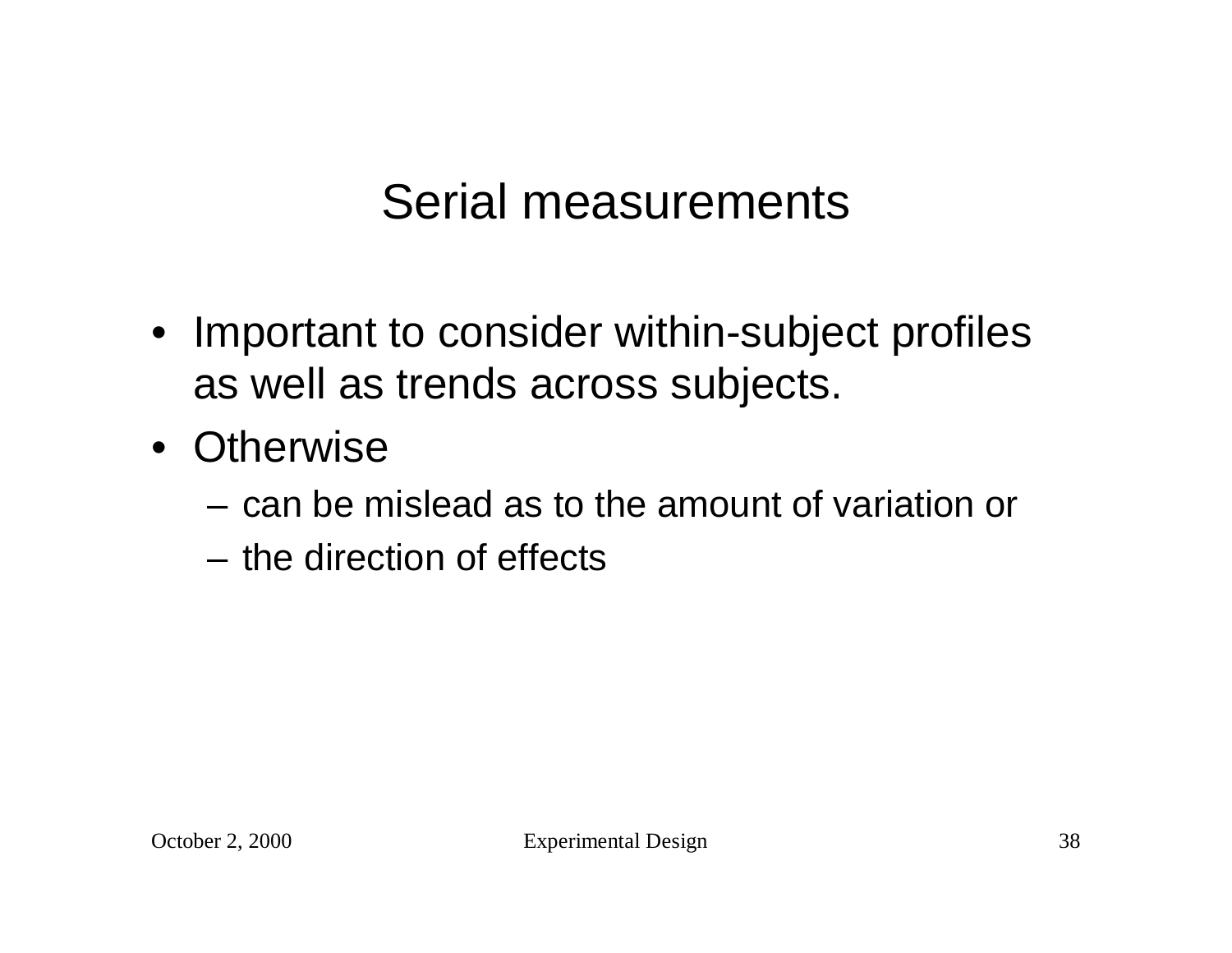# Serial measurements

- Important to consider within-subject profiles as well as trends across subjects.
- Otherwise
  - can be mislead as to the amount of variation or
  - the direction of effects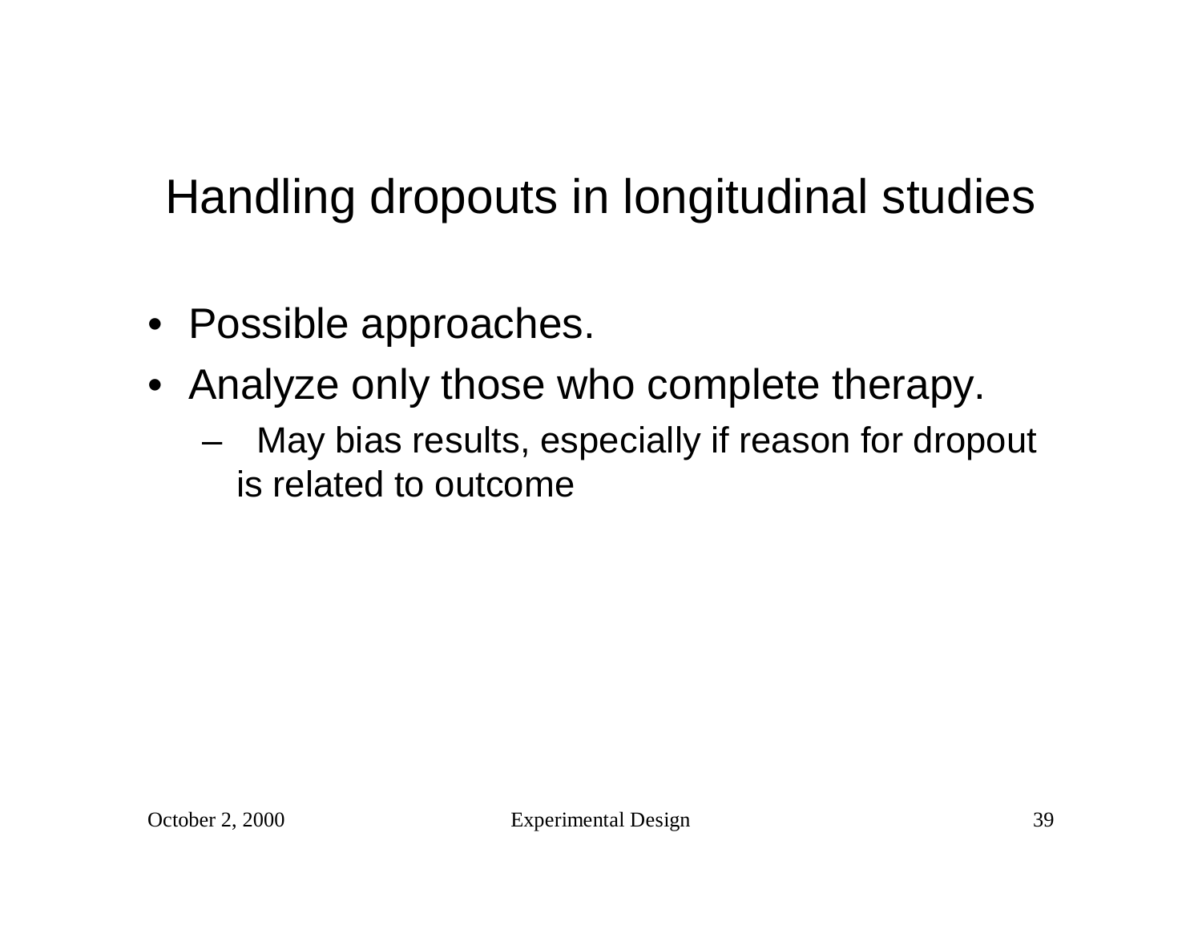# Handling dropouts in longitudinal studies

- Possible approaches.
- Analyze only those who complete therapy.
  - May bias results, especially if reason for dropout is related to outcome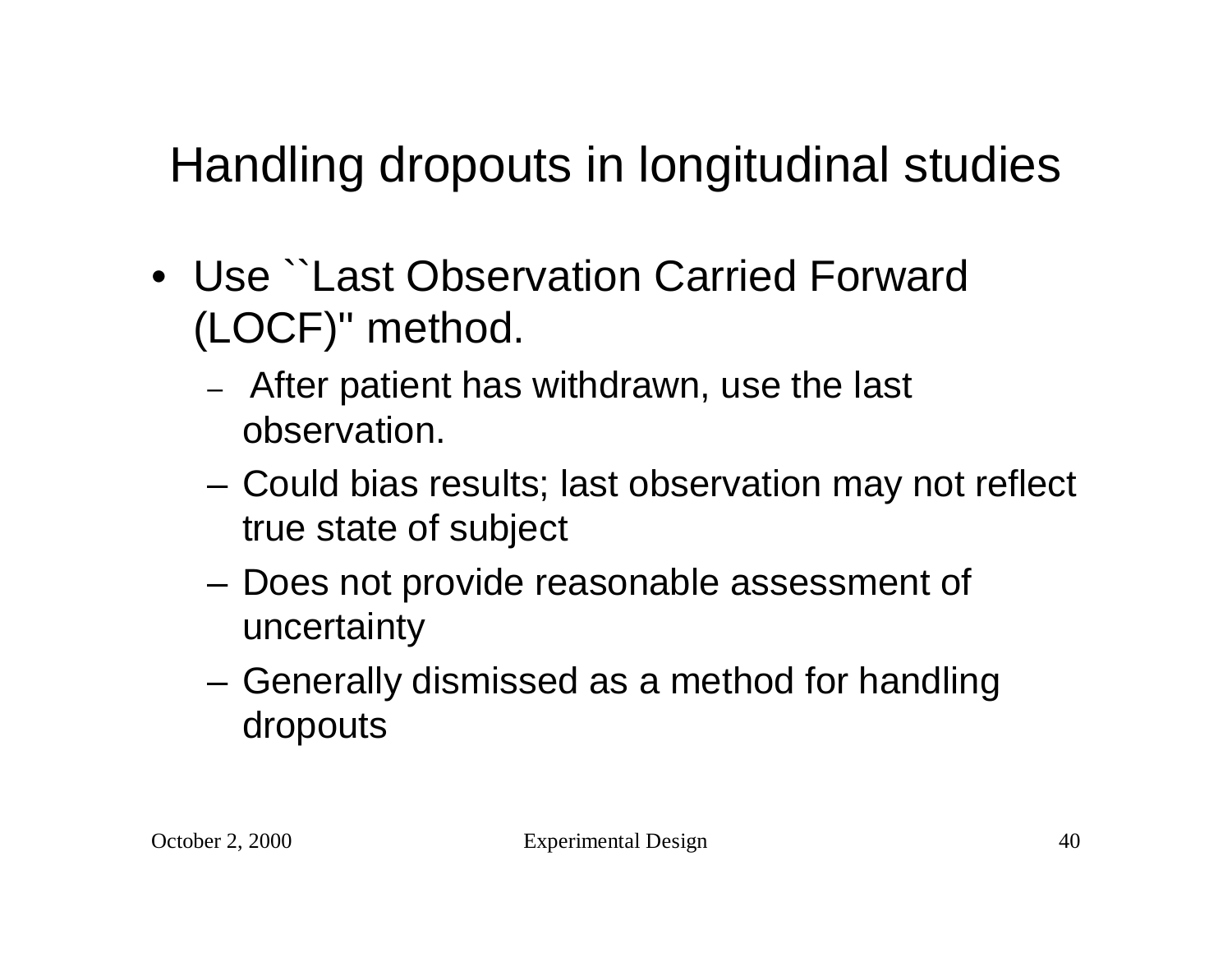# Handling dropouts in longitudinal studies

- Use ``Last Observation Carried Forward (LOCF)'' method.
  - After patient has withdrawn, use the last observation.
  - Could bias results; last observation may not reflect true state of subject
  - Does not provide reasonable assessment of uncertainty
  - Generally dismissed as a method for handling dropouts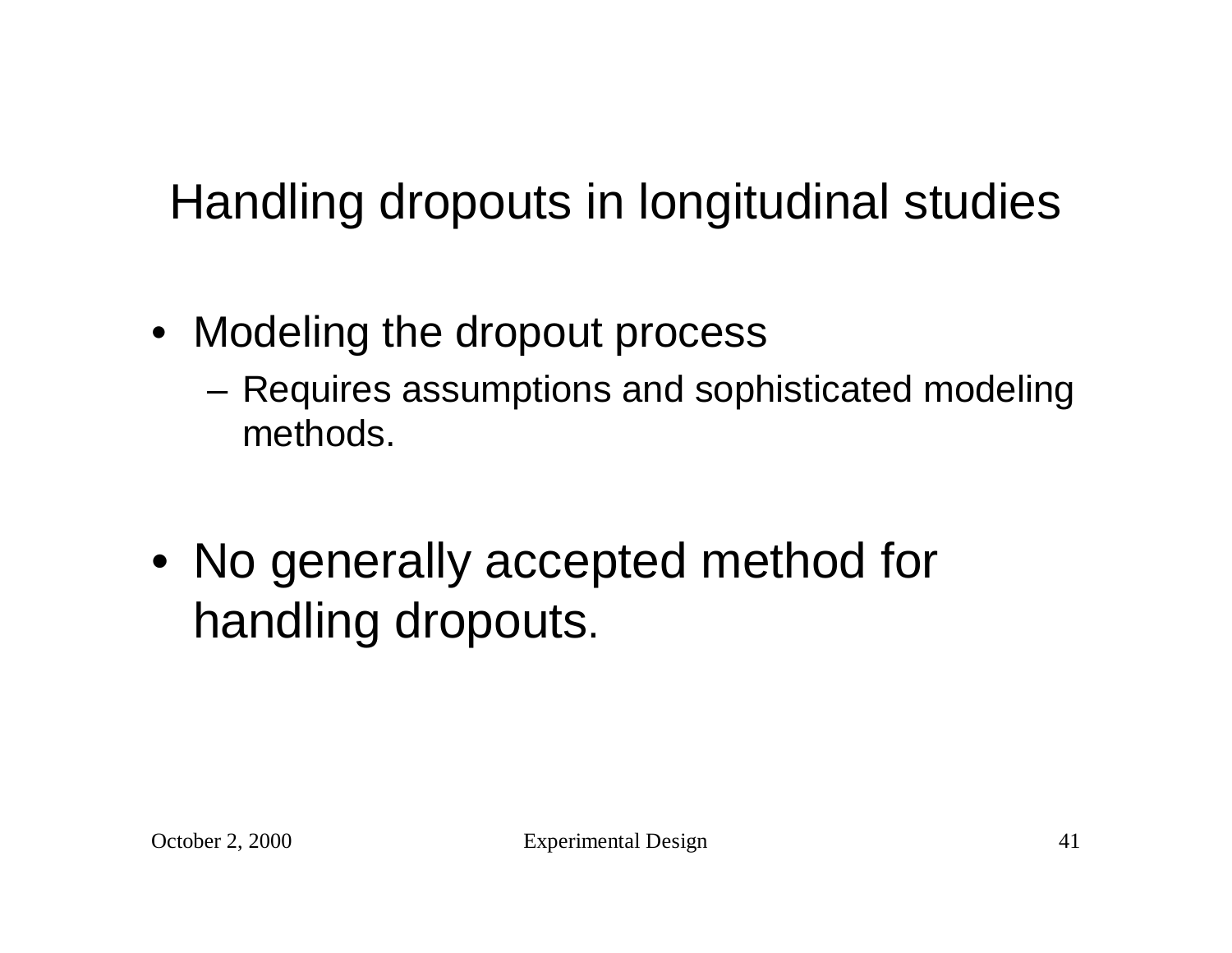# Handling dropouts in longitudinal studies

- Modeling the dropout process
  - Requires assumptions and sophisticated modeling methods.

- No generally accepted method for handling dropouts.